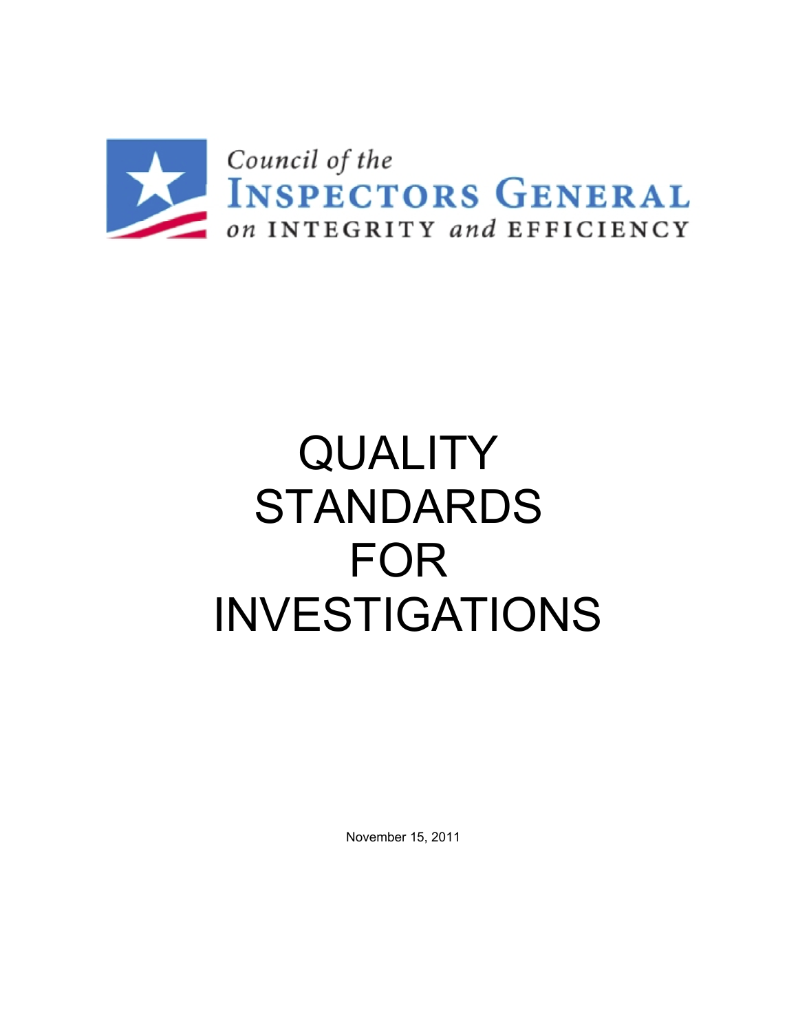Council of the
INSPECTORS GENERAL
on INTEGRITY and EFFICIENCY

# QUALITY STANDARDS FOR INVESTIGATIONS

November 15, 2011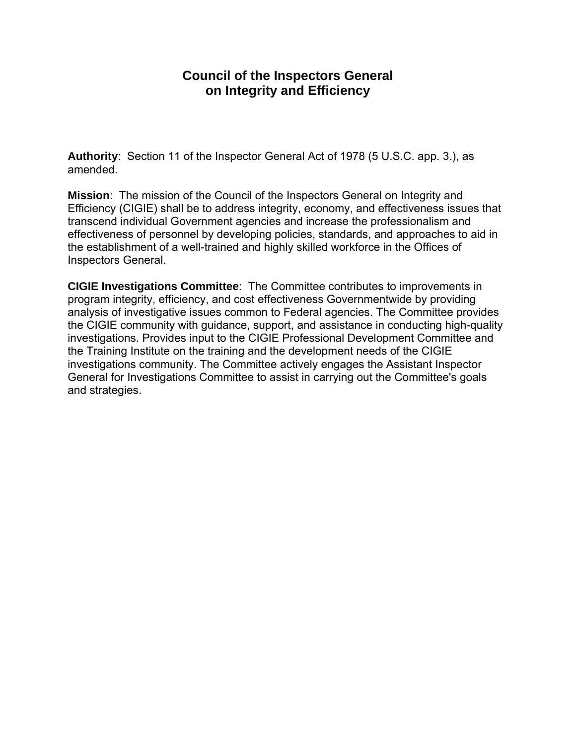# Council of the Inspectors General on Integrity and Efficiency

**Authority**: Section 11 of the Inspector General Act of 1978 (5 U.S.C. app. 3.), as amended.

**Mission**: The mission of the Council of the Inspectors General on Integrity and Efficiency (CIGIE) shall be to address integrity, economy, and effectiveness issues that transcend individual Government agencies and increase the professionalism and effectiveness of personnel by developing policies, standards, and approaches to aid in the establishment of a well-trained and highly skilled workforce in the Offices of Inspectors General.

**CIGIE Investigations Committee**: The Committee contributes to improvements in program integrity, efficiency, and cost effectiveness Governmentwide by providing analysis of investigative issues common to Federal agencies. The Committee provides the CIGIE community with guidance, support, and assistance in conducting high-quality investigations. Provides input to the CIGIE Professional Development Committee and the Training Institute on the training and the development needs of the CIGIE investigations community. The Committee actively engages the Assistant Inspector General for Investigations Committee to assist in carrying out the Committee's goals and strategies.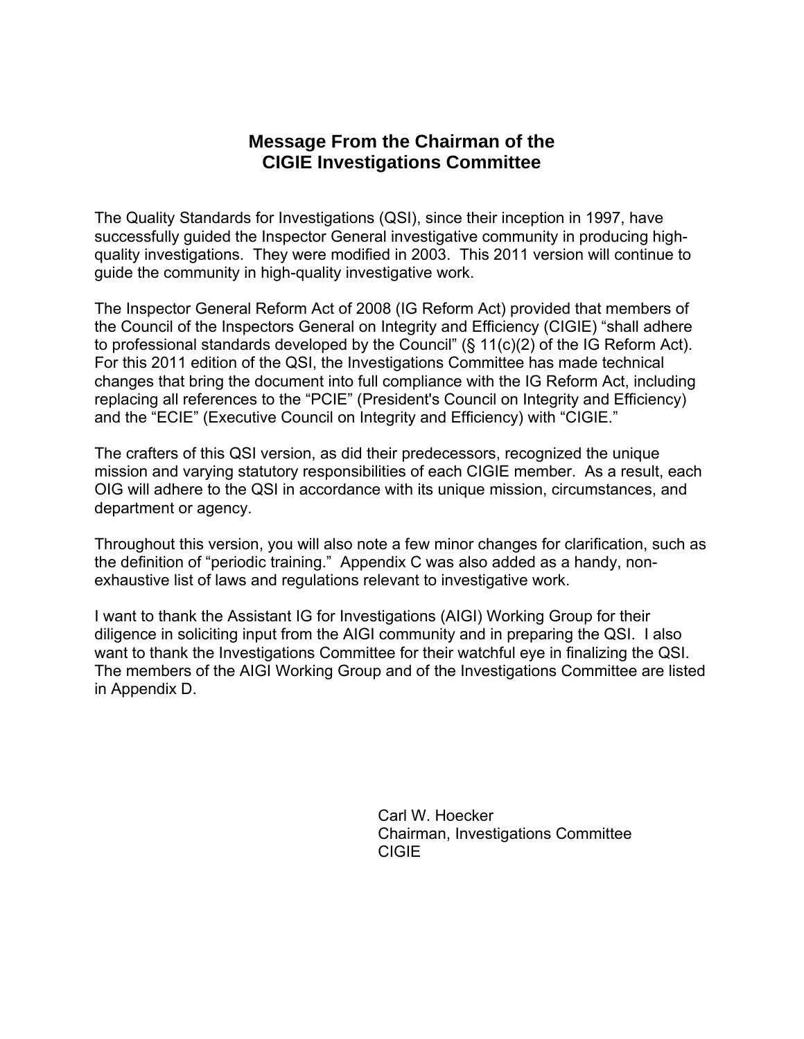# Message From the Chairman of the CIGIE Investigations Committee

The Quality Standards for Investigations (QSI), since their inception in 1997, have successfully guided the Inspector General investigative community in producing high-quality investigations. They were modified in 2003. This 2011 version will continue to guide the community in high-quality investigative work.

The Inspector General Reform Act of 2008 (IG Reform Act) provided that members of the Council of the Inspectors General on Integrity and Efficiency (CIGIE) "shall adhere to professional standards developed by the Council" (§ 11(c)(2) of the IG Reform Act). For this 2011 edition of the QSI, the Investigations Committee has made technical changes that bring the document into full compliance with the IG Reform Act, including replacing all references to the "PCIE" (President's Council on Integrity and Efficiency) and the "ECIE" (Executive Council on Integrity and Efficiency) with "CIGIE."

The crafters of this QSI version, as did their predecessors, recognized the unique mission and varying statutory responsibilities of each CIGIE member. As a result, each OIG will adhere to the QSI in accordance with its unique mission, circumstances, and department or agency.

Throughout this version, you will also note a few minor changes for clarification, such as the definition of "periodic training." Appendix C was also added as a handy, non-exhaustive list of laws and regulations relevant to investigative work.

I want to thank the Assistant IG for Investigations (AIGI) Working Group for their diligence in soliciting input from the AIGI community and in preparing the QSI. I also want to thank the Investigations Committee for their watchful eye in finalizing the QSI. The members of the AIGI Working Group and of the Investigations Committee are listed in Appendix D.

Carl W. Hoecker
Chairman, Investigations Committee
CIGIE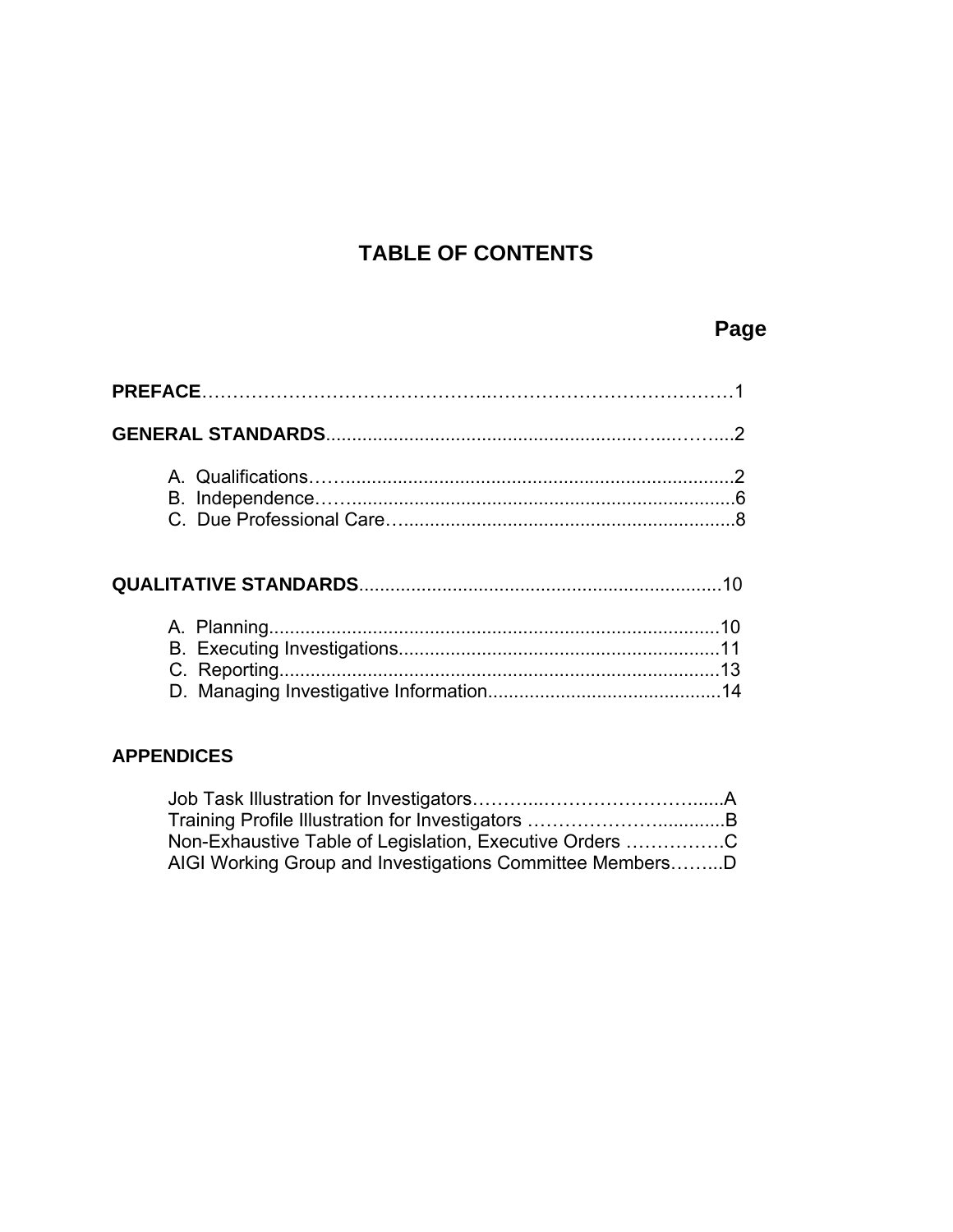# TABLE OF CONTENTS

| | Page |
|---|---|
| **PREFACE** | 1 |
| **GENERAL STANDARDS** | 2 |
| A. Qualifications | 2 |
| B. Independence | 6 |
| C. Due Professional Care | 8 |
| **QUALITATIVE STANDARDS** | 10 |
| A. Planning | 10 |
| B. Executing Investigations | 11 |
| C. Reporting | 13 |
| D. Managing Investigative Information | 14 |
| **APPENDICES** | |
| Job Task Illustration for Investigators | A |
| Training Profile Illustration for Investigators | B |
| Non-Exhaustive Table of Legislation, Executive Orders | C |
| AIGI Working Group and Investigations Committee Members | D |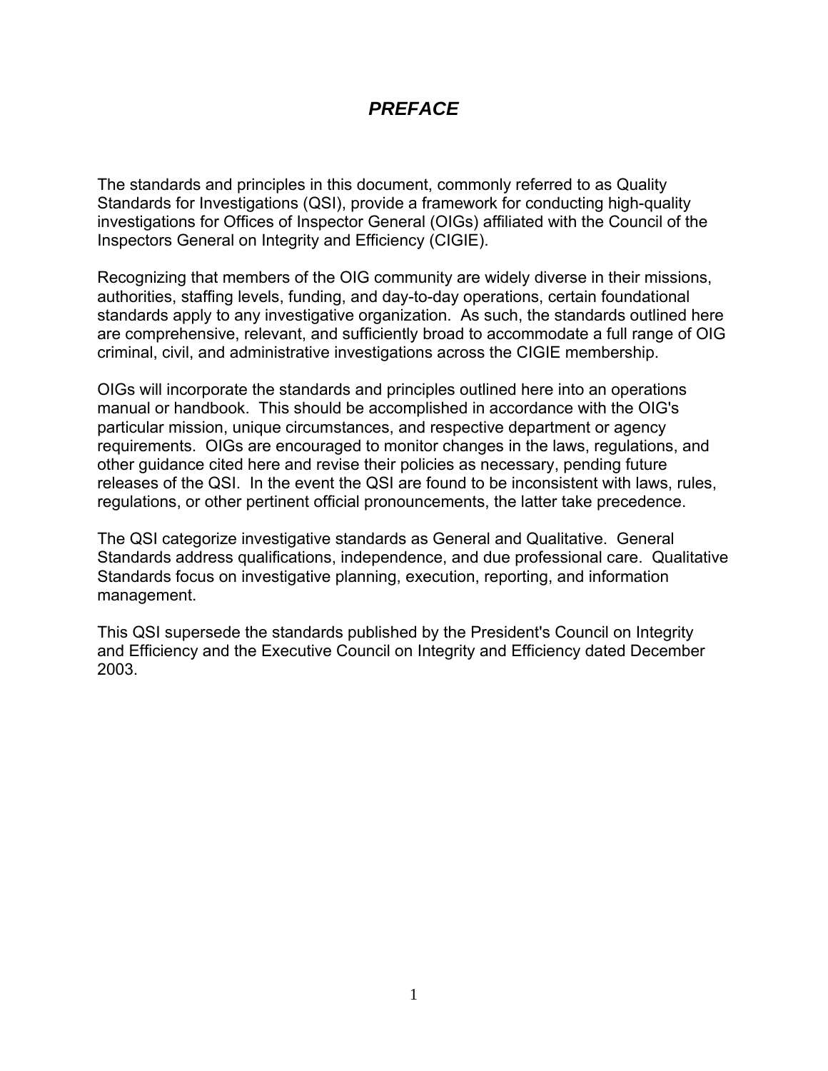# *PREFACE*

The standards and principles in this document, commonly referred to as Quality Standards for Investigations (QSI), provide a framework for conducting high-quality investigations for Offices of Inspector General (OIGs) affiliated with the Council of the Inspectors General on Integrity and Efficiency (CIGIE).

Recognizing that members of the OIG community are widely diverse in their missions, authorities, staffing levels, funding, and day-to-day operations, certain foundational standards apply to any investigative organization. As such, the standards outlined here are comprehensive, relevant, and sufficiently broad to accommodate a full range of OIG criminal, civil, and administrative investigations across the CIGIE membership.

OIGs will incorporate the standards and principles outlined here into an operations manual or handbook. This should be accomplished in accordance with the OIG's particular mission, unique circumstances, and respective department or agency requirements. OIGs are encouraged to monitor changes in the laws, regulations, and other guidance cited here and revise their policies as necessary, pending future releases of the QSI. In the event the QSI are found to be inconsistent with laws, rules, regulations, or other pertinent official pronouncements, the latter take precedence.

The QSI categorize investigative standards as General and Qualitative. General Standards address qualifications, independence, and due professional care. Qualitative Standards focus on investigative planning, execution, reporting, and information management.

This QSI supersede the standards published by the President's Council on Integrity and Efficiency and the Executive Council on Integrity and Efficiency dated December 2003.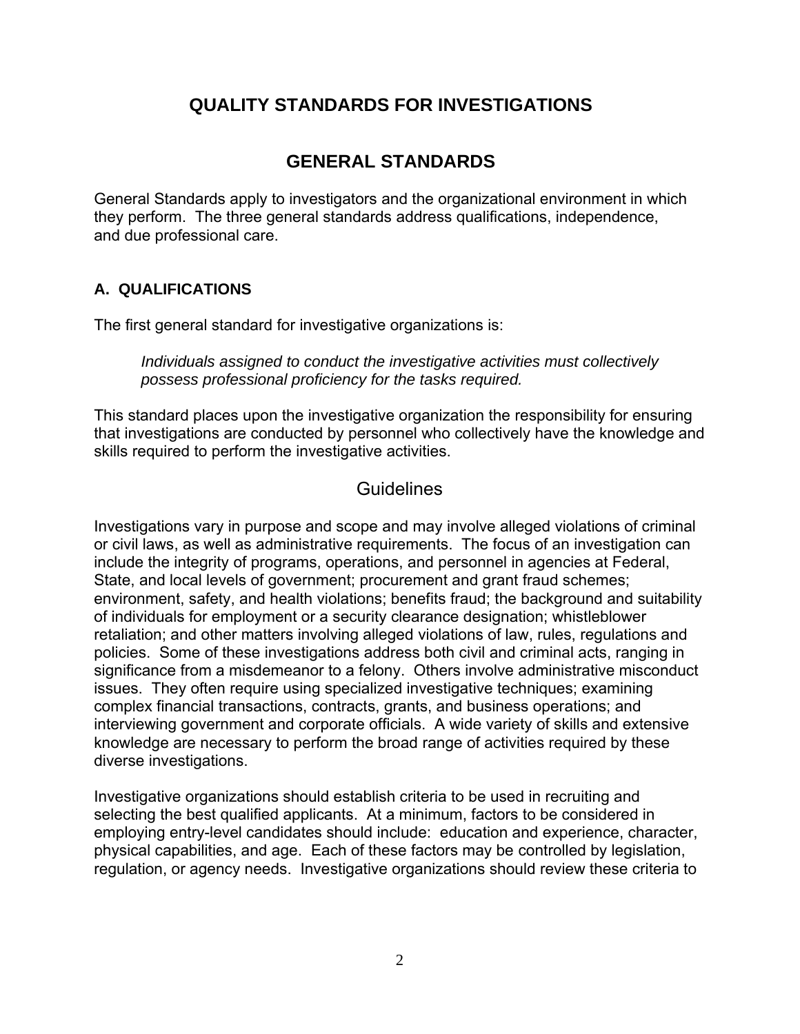# QUALITY STANDARDS FOR INVESTIGATIONS

## GENERAL STANDARDS

General Standards apply to investigators and the organizational environment in which they perform. The three general standards address qualifications, independence, and due professional care.

### A. QUALIFICATIONS

The first general standard for investigative organizations is:

> *Individuals assigned to conduct the investigative activities must collectively possess professional proficiency for the tasks required.*

This standard places upon the investigative organization the responsibility for ensuring that investigations are conducted by personnel who collectively have the knowledge and skills required to perform the investigative activities.

#### Guidelines

Investigations vary in purpose and scope and may involve alleged violations of criminal or civil laws, as well as administrative requirements. The focus of an investigation can include the integrity of programs, operations, and personnel in agencies at Federal, State, and local levels of government; procurement and grant fraud schemes; environment, safety, and health violations; benefits fraud; the background and suitability of individuals for employment or a security clearance designation; whistleblower retaliation; and other matters involving alleged violations of law, rules, regulations and policies. Some of these investigations address both civil and criminal acts, ranging in significance from a misdemeanor to a felony. Others involve administrative misconduct issues. They often require using specialized investigative techniques; examining complex financial transactions, contracts, grants, and business operations; and interviewing government and corporate officials. A wide variety of skills and extensive knowledge are necessary to perform the broad range of activities required by these diverse investigations.

Investigative organizations should establish criteria to be used in recruiting and selecting the best qualified applicants. At a minimum, factors to be considered in employing entry-level candidates should include: education and experience, character, physical capabilities, and age. Each of these factors may be controlled by legislation, regulation, or agency needs. Investigative organizations should review these criteria to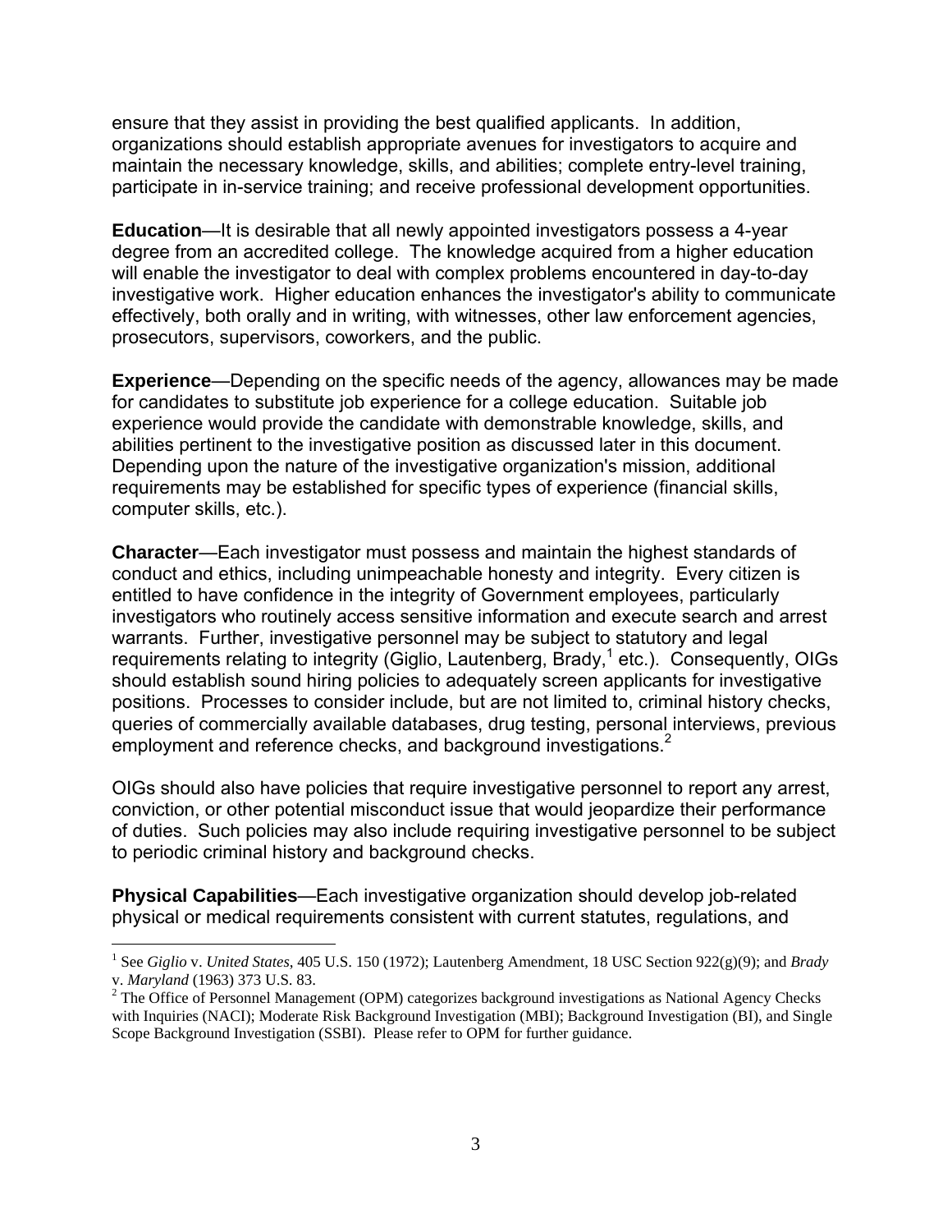ensure that they assist in providing the best qualified applicants. In addition, organizations should establish appropriate avenues for investigators to acquire and maintain the necessary knowledge, skills, and abilities; complete entry-level training, participate in in-service training; and receive professional development opportunities.

**Education**—It is desirable that all newly appointed investigators possess a 4-year degree from an accredited college. The knowledge acquired from a higher education will enable the investigator to deal with complex problems encountered in day-to-day investigative work. Higher education enhances the investigator's ability to communicate effectively, both orally and in writing, with witnesses, other law enforcement agencies, prosecutors, supervisors, coworkers, and the public.

**Experience**—Depending on the specific needs of the agency, allowances may be made for candidates to substitute job experience for a college education. Suitable job experience would provide the candidate with demonstrable knowledge, skills, and abilities pertinent to the investigative position as discussed later in this document. Depending upon the nature of the investigative organization's mission, additional requirements may be established for specific types of experience (financial skills, computer skills, etc.).

**Character**—Each investigator must possess and maintain the highest standards of conduct and ethics, including unimpeachable honesty and integrity. Every citizen is entitled to have confidence in the integrity of Government employees, particularly investigators who routinely access sensitive information and execute search and arrest warrants. Further, investigative personnel may be subject to statutory and legal requirements relating to integrity (Giglio, Lautenberg, Brady,[1] etc.). Consequently, OIGs should establish sound hiring policies to adequately screen applicants for investigative positions. Processes to consider include, but are not limited to, criminal history checks, queries of commercially available databases, drug testing, personal interviews, previous employment and reference checks, and background investigations.[2]

OIGs should also have policies that require investigative personnel to report any arrest, conviction, or other potential misconduct issue that would jeopardize their performance of duties. Such policies may also include requiring investigative personnel to be subject to periodic criminal history and background checks.

**Physical Capabilities**—Each investigative organization should develop job-related physical or medical requirements consistent with current statutes, regulations, and

---

[1] See *Giglio* v. *United States*, 405 U.S. 150 (1972); Lautenberg Amendment, 18 USC Section 922(g)(9); and *Brady* v. *Maryland* (1963) 373 U.S. 83.

[2] The Office of Personnel Management (OPM) categorizes background investigations as National Agency Checks with Inquiries (NACI); Moderate Risk Background Investigation (MBI); Background Investigation (BI), and Single Scope Background Investigation (SSBI). Please refer to OPM for further guidance.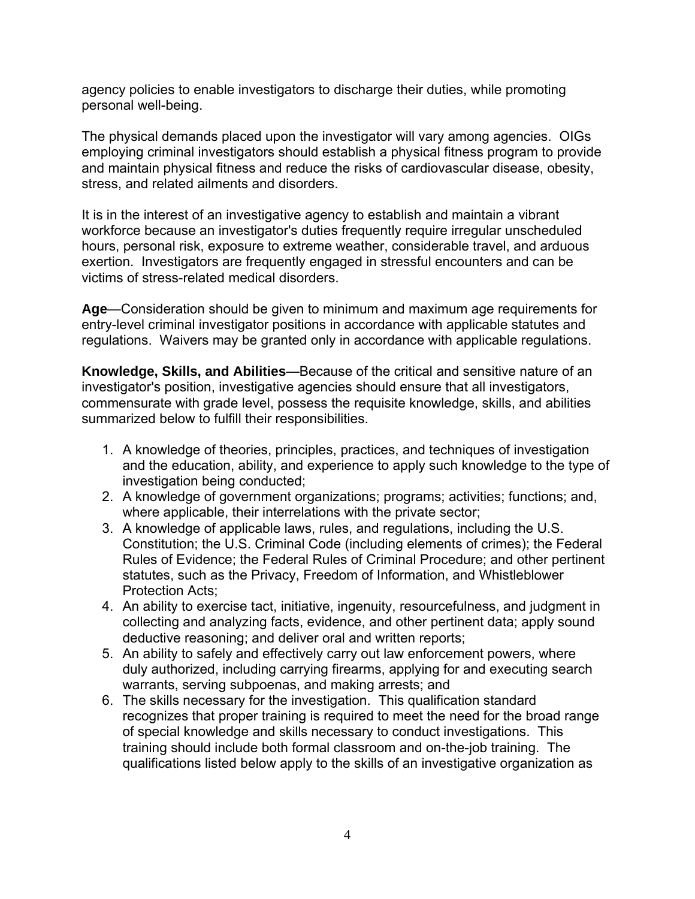agency policies to enable investigators to discharge their duties, while promoting personal well-being.

The physical demands placed upon the investigator will vary among agencies. OIGs employing criminal investigators should establish a physical fitness program to provide and maintain physical fitness and reduce the risks of cardiovascular disease, obesity, stress, and related ailments and disorders.

It is in the interest of an investigative agency to establish and maintain a vibrant workforce because an investigator's duties frequently require irregular unscheduled hours, personal risk, exposure to extreme weather, considerable travel, and arduous exertion. Investigators are frequently engaged in stressful encounters and can be victims of stress-related medical disorders.

**Age**—Consideration should be given to minimum and maximum age requirements for entry-level criminal investigator positions in accordance with applicable statutes and regulations. Waivers may be granted only in accordance with applicable regulations.

**Knowledge, Skills, and Abilities**—Because of the critical and sensitive nature of an investigator's position, investigative agencies should ensure that all investigators, commensurate with grade level, possess the requisite knowledge, skills, and abilities summarized below to fulfill their responsibilities.

1. A knowledge of theories, principles, practices, and techniques of investigation and the education, ability, and experience to apply such knowledge to the type of investigation being conducted;
2. A knowledge of government organizations; programs; activities; functions; and, where applicable, their interrelations with the private sector;
3. A knowledge of applicable laws, rules, and regulations, including the U.S. Constitution; the U.S. Criminal Code (including elements of crimes); the Federal Rules of Evidence; the Federal Rules of Criminal Procedure; and other pertinent statutes, such as the Privacy, Freedom of Information, and Whistleblower Protection Acts;
4. An ability to exercise tact, initiative, ingenuity, resourcefulness, and judgment in collecting and analyzing facts, evidence, and other pertinent data; apply sound deductive reasoning; and deliver oral and written reports;
5. An ability to safely and effectively carry out law enforcement powers, where duly authorized, including carrying firearms, applying for and executing search warrants, serving subpoenas, and making arrests; and
6. The skills necessary for the investigation. This qualification standard recognizes that proper training is required to meet the need for the broad range of special knowledge and skills necessary to conduct investigations. This training should include both formal classroom and on-the-job training. The qualifications listed below apply to the skills of an investigative organization as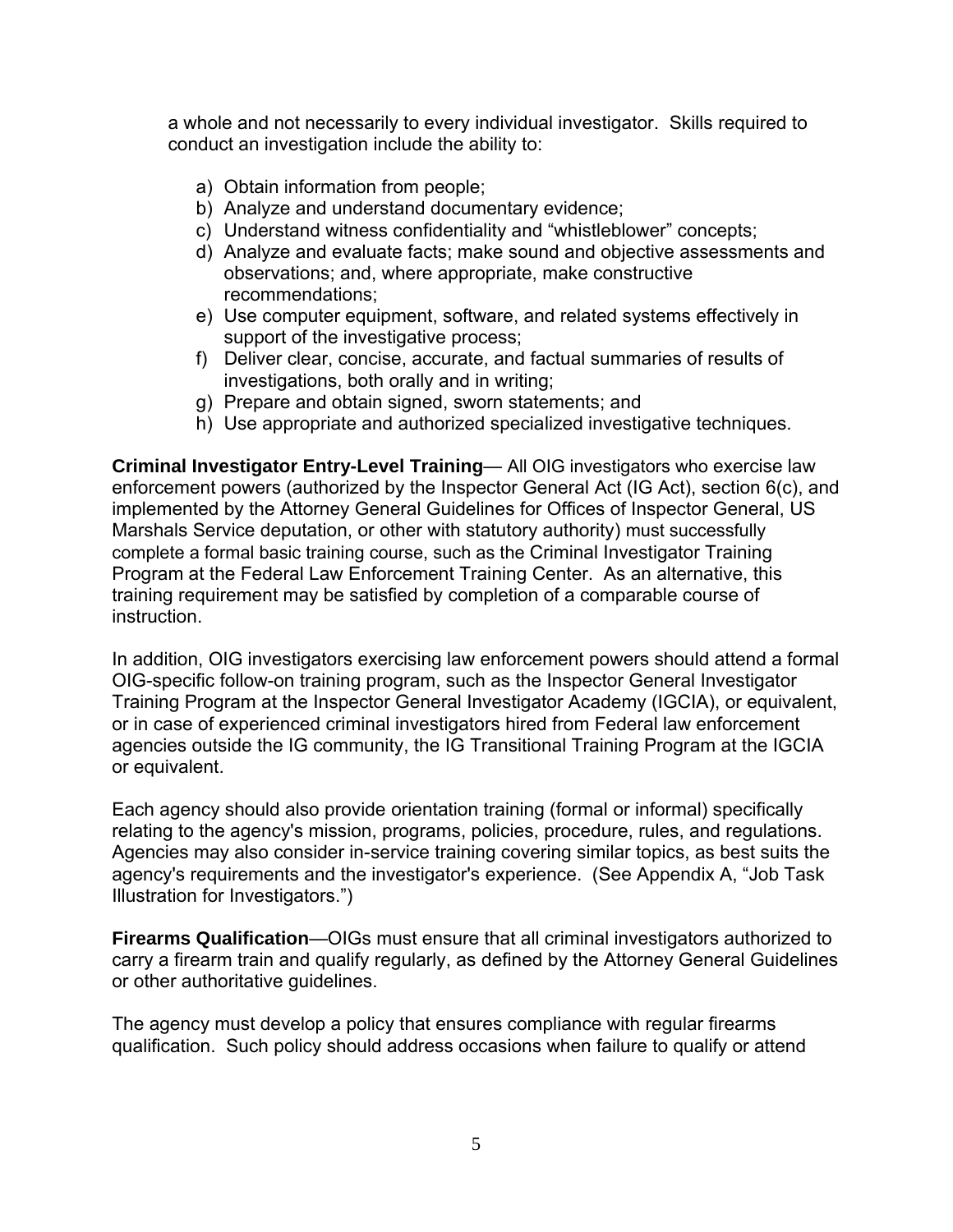a whole and not necessarily to every individual investigator. Skills required to conduct an investigation include the ability to:

a) Obtain information from people;
b) Analyze and understand documentary evidence;
c) Understand witness confidentiality and "whistleblower" concepts;
d) Analyze and evaluate facts; make sound and objective assessments and observations; and, where appropriate, make constructive recommendations;
e) Use computer equipment, software, and related systems effectively in support of the investigative process;
f) Deliver clear, concise, accurate, and factual summaries of results of investigations, both orally and in writing;
g) Prepare and obtain signed, sworn statements; and
h) Use appropriate and authorized specialized investigative techniques.

**Criminal Investigator Entry-Level Training**— All OIG investigators who exercise law enforcement powers (authorized by the Inspector General Act (IG Act), section 6(c), and implemented by the Attorney General Guidelines for Offices of Inspector General, US Marshals Service deputation, or other with statutory authority) must successfully complete a formal basic training course, such as the Criminal Investigator Training Program at the Federal Law Enforcement Training Center. As an alternative, this training requirement may be satisfied by completion of a comparable course of instruction.

In addition, OIG investigators exercising law enforcement powers should attend a formal OIG-specific follow-on training program, such as the Inspector General Investigator Training Program at the Inspector General Investigator Academy (IGCIA), or equivalent, or in case of experienced criminal investigators hired from Federal law enforcement agencies outside the IG community, the IG Transitional Training Program at the IGCIA or equivalent.

Each agency should also provide orientation training (formal or informal) specifically relating to the agency's mission, programs, policies, procedure, rules, and regulations. Agencies may also consider in-service training covering similar topics, as best suits the agency's requirements and the investigator's experience. (See Appendix A, "Job Task Illustration for Investigators.")

**Firearms Qualification**—OIGs must ensure that all criminal investigators authorized to carry a firearm train and qualify regularly, as defined by the Attorney General Guidelines or other authoritative guidelines.

The agency must develop a policy that ensures compliance with regular firearms qualification. Such policy should address occasions when failure to qualify or attend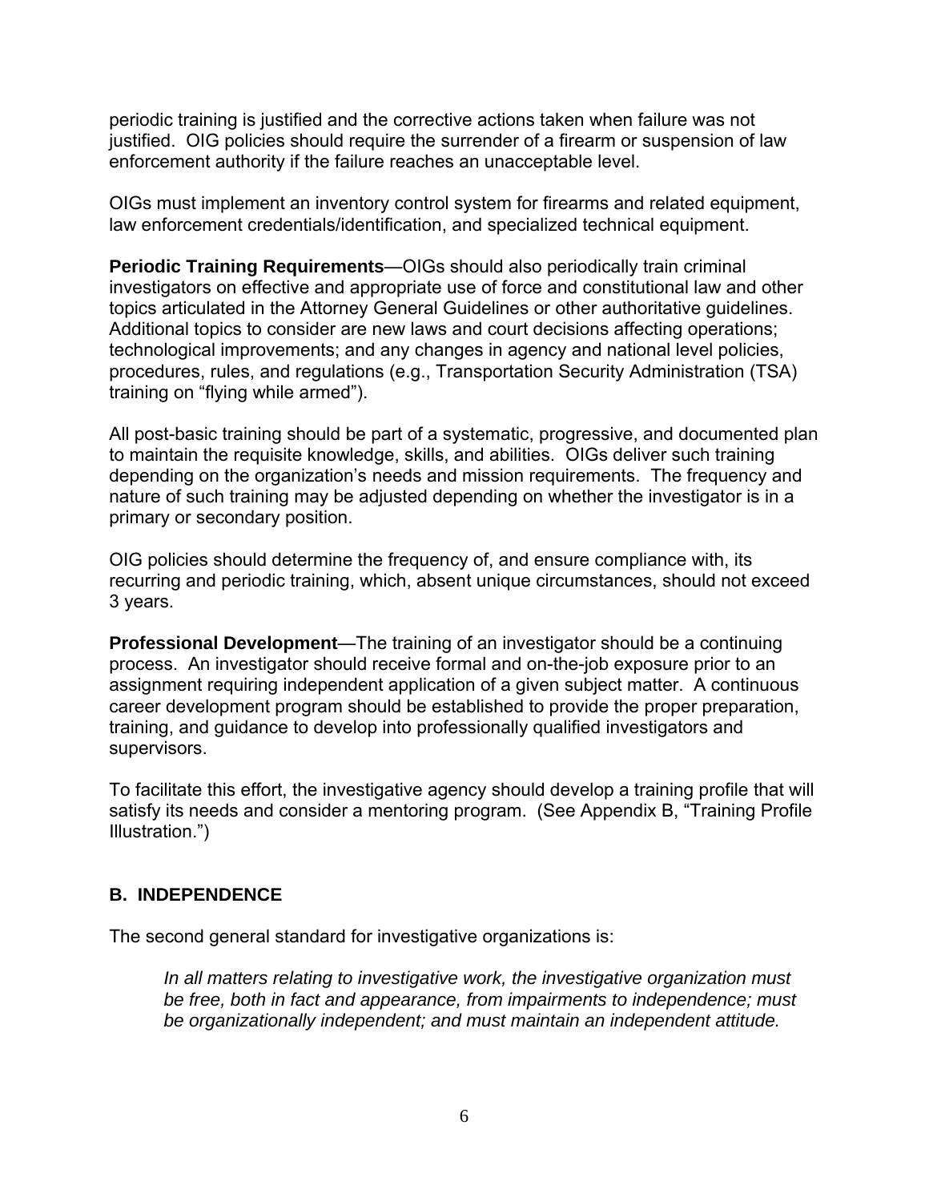periodic training is justified and the corrective actions taken when failure was not justified. OIG policies should require the surrender of a firearm or suspension of law enforcement authority if the failure reaches an unacceptable level.

OIGs must implement an inventory control system for firearms and related equipment, law enforcement credentials/identification, and specialized technical equipment.

**Periodic Training Requirements**—OIGs should also periodically train criminal investigators on effective and appropriate use of force and constitutional law and other topics articulated in the Attorney General Guidelines or other authoritative guidelines. Additional topics to consider are new laws and court decisions affecting operations; technological improvements; and any changes in agency and national level policies, procedures, rules, and regulations (e.g., Transportation Security Administration (TSA) training on "flying while armed").

All post-basic training should be part of a systematic, progressive, and documented plan to maintain the requisite knowledge, skills, and abilities. OIGs deliver such training depending on the organization's needs and mission requirements. The frequency and nature of such training may be adjusted depending on whether the investigator is in a primary or secondary position.

OIG policies should determine the frequency of, and ensure compliance with, its recurring and periodic training, which, absent unique circumstances, should not exceed 3 years.

**Professional Development**—The training of an investigator should be a continuing process. An investigator should receive formal and on-the-job exposure prior to an assignment requiring independent application of a given subject matter. A continuous career development program should be established to provide the proper preparation, training, and guidance to develop into professionally qualified investigators and supervisors.

To facilitate this effort, the investigative agency should develop a training profile that will satisfy its needs and consider a mentoring program. (See Appendix B, "Training Profile Illustration.")

## B. INDEPENDENCE

The second general standard for investigative organizations is:

> *In all matters relating to investigative work, the investigative organization must be free, both in fact and appearance, from impairments to independence; must be organizationally independent; and must maintain an independent attitude.*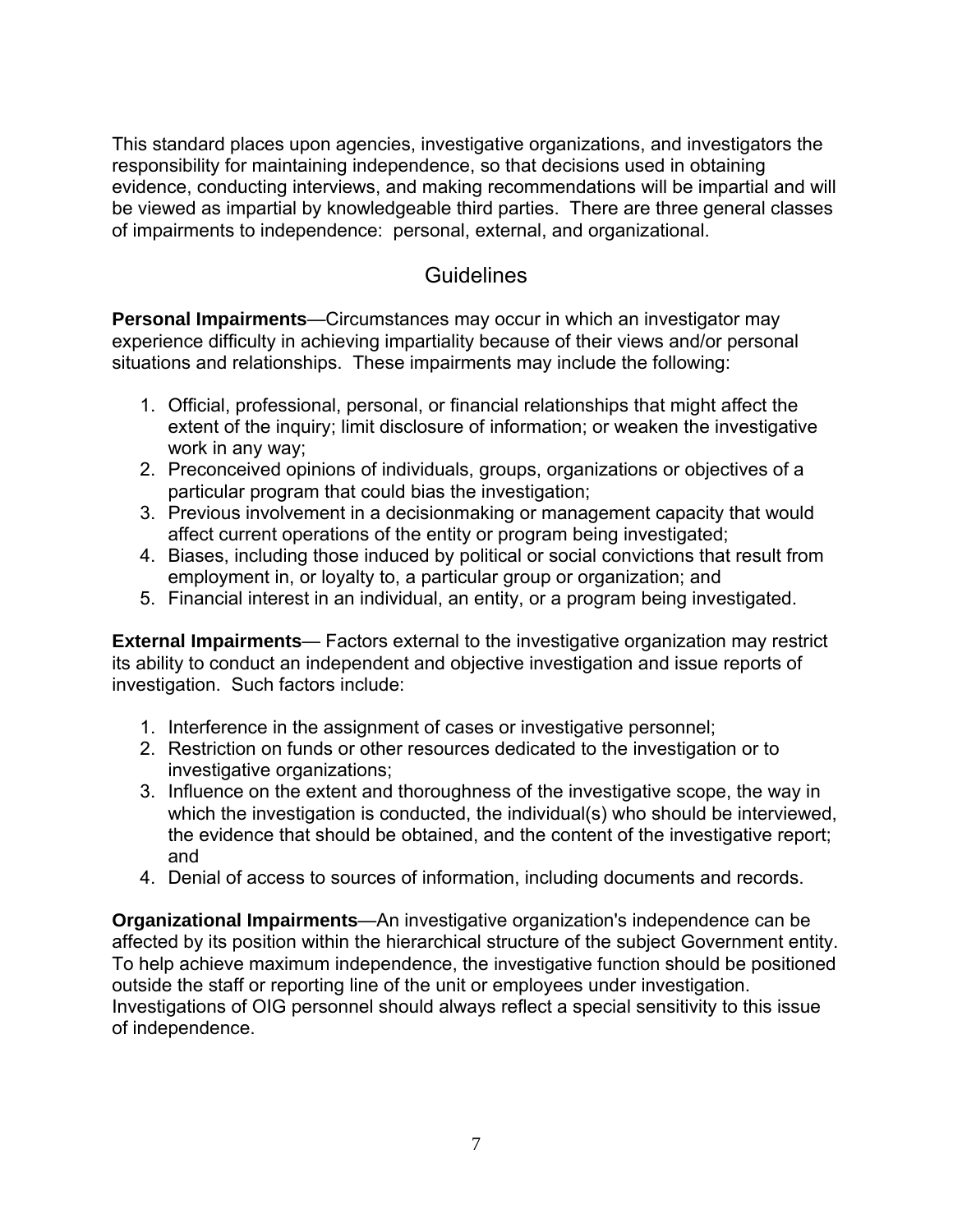This standard places upon agencies, investigative organizations, and investigators the responsibility for maintaining independence, so that decisions used in obtaining evidence, conducting interviews, and making recommendations will be impartial and will be viewed as impartial by knowledgeable third parties. There are three general classes of impairments to independence: personal, external, and organizational.

## Guidelines

**Personal Impairments**—Circumstances may occur in which an investigator may experience difficulty in achieving impartiality because of their views and/or personal situations and relationships. These impairments may include the following:

1. Official, professional, personal, or financial relationships that might affect the extent of the inquiry; limit disclosure of information; or weaken the investigative work in any way;
2. Preconceived opinions of individuals, groups, organizations or objectives of a particular program that could bias the investigation;
3. Previous involvement in a decisionmaking or management capacity that would affect current operations of the entity or program being investigated;
4. Biases, including those induced by political or social convictions that result from employment in, or loyalty to, a particular group or organization; and
5. Financial interest in an individual, an entity, or a program being investigated.

**External Impairments**— Factors external to the investigative organization may restrict its ability to conduct an independent and objective investigation and issue reports of investigation. Such factors include:

1. Interference in the assignment of cases or investigative personnel;
2. Restriction on funds or other resources dedicated to the investigation or to investigative organizations;
3. Influence on the extent and thoroughness of the investigative scope, the way in which the investigation is conducted, the individual(s) who should be interviewed, the evidence that should be obtained, and the content of the investigative report; and
4. Denial of access to sources of information, including documents and records.

**Organizational Impairments**—An investigative organization's independence can be affected by its position within the hierarchical structure of the subject Government entity. To help achieve maximum independence, the investigative function should be positioned outside the staff or reporting line of the unit or employees under investigation. Investigations of OIG personnel should always reflect a special sensitivity to this issue of independence.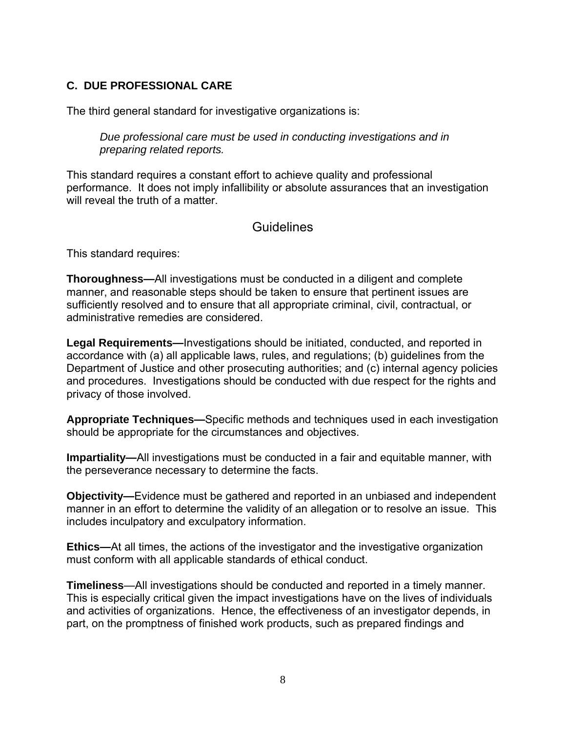## C. DUE PROFESSIONAL CARE

The third general standard for investigative organizations is:

> *Due professional care must be used in conducting investigations and in preparing related reports.*

This standard requires a constant effort to achieve quality and professional performance. It does not imply infallibility or absolute assurances that an investigation will reveal the truth of a matter.

### Guidelines

This standard requires:

**Thoroughness—**All investigations must be conducted in a diligent and complete manner, and reasonable steps should be taken to ensure that pertinent issues are sufficiently resolved and to ensure that all appropriate criminal, civil, contractual, or administrative remedies are considered.

**Legal Requirements—**Investigations should be initiated, conducted, and reported in accordance with (a) all applicable laws, rules, and regulations; (b) guidelines from the Department of Justice and other prosecuting authorities; and (c) internal agency policies and procedures. Investigations should be conducted with due respect for the rights and privacy of those involved.

**Appropriate Techniques—**Specific methods and techniques used in each investigation should be appropriate for the circumstances and objectives.

**Impartiality—**All investigations must be conducted in a fair and equitable manner, with the perseverance necessary to determine the facts.

**Objectivity—**Evidence must be gathered and reported in an unbiased and independent manner in an effort to determine the validity of an allegation or to resolve an issue. This includes inculpatory and exculpatory information.

**Ethics—**At all times, the actions of the investigator and the investigative organization must conform with all applicable standards of ethical conduct.

**Timeliness**—All investigations should be conducted and reported in a timely manner. This is especially critical given the impact investigations have on the lives of individuals and activities of organizations. Hence, the effectiveness of an investigator depends, in part, on the promptness of finished work products, such as prepared findings and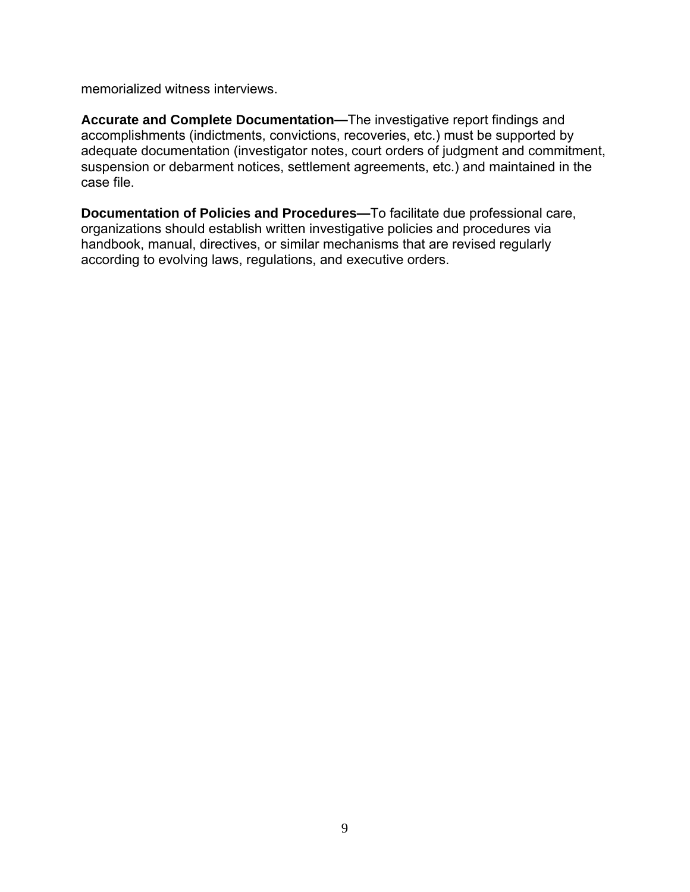memorialized witness interviews.

**Accurate and Complete Documentation—**The investigative report findings and accomplishments (indictments, convictions, recoveries, etc.) must be supported by adequate documentation (investigator notes, court orders of judgment and commitment, suspension or debarment notices, settlement agreements, etc.) and maintained in the case file.

**Documentation of Policies and Procedures—**To facilitate due professional care, organizations should establish written investigative policies and procedures via handbook, manual, directives, or similar mechanisms that are revised regularly according to evolving laws, regulations, and executive orders.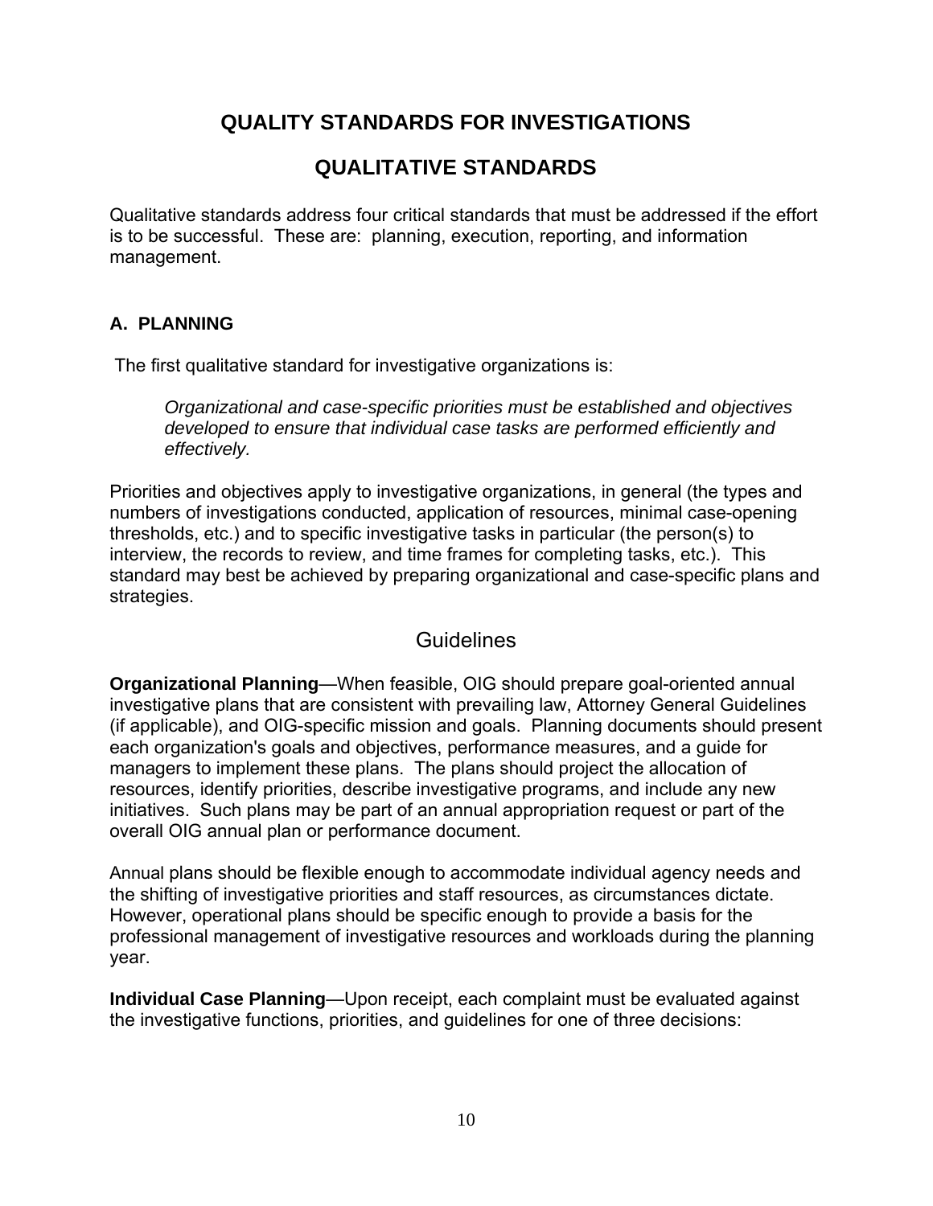# QUALITY STANDARDS FOR INVESTIGATIONS

## QUALITATIVE STANDARDS

Qualitative standards address four critical standards that must be addressed if the effort is to be successful. These are: planning, execution, reporting, and information management.

### A. PLANNING

The first qualitative standard for investigative organizations is:

> *Organizational and case-specific priorities must be established and objectives developed to ensure that individual case tasks are performed efficiently and effectively.*

Priorities and objectives apply to investigative organizations, in general (the types and numbers of investigations conducted, application of resources, minimal case-opening thresholds, etc.) and to specific investigative tasks in particular (the person(s) to interview, the records to review, and time frames for completing tasks, etc.). This standard may best be achieved by preparing organizational and case-specific plans and strategies.

#### Guidelines

**Organizational Planning**—When feasible, OIG should prepare goal-oriented annual investigative plans that are consistent with prevailing law, Attorney General Guidelines (if applicable), and OIG-specific mission and goals. Planning documents should present each organization's goals and objectives, performance measures, and a guide for managers to implement these plans. The plans should project the allocation of resources, identify priorities, describe investigative programs, and include any new initiatives. Such plans may be part of an annual appropriation request or part of the overall OIG annual plan or performance document.

Annual plans should be flexible enough to accommodate individual agency needs and the shifting of investigative priorities and staff resources, as circumstances dictate. However, operational plans should be specific enough to provide a basis for the professional management of investigative resources and workloads during the planning year.

**Individual Case Planning**—Upon receipt, each complaint must be evaluated against the investigative functions, priorities, and guidelines for one of three decisions: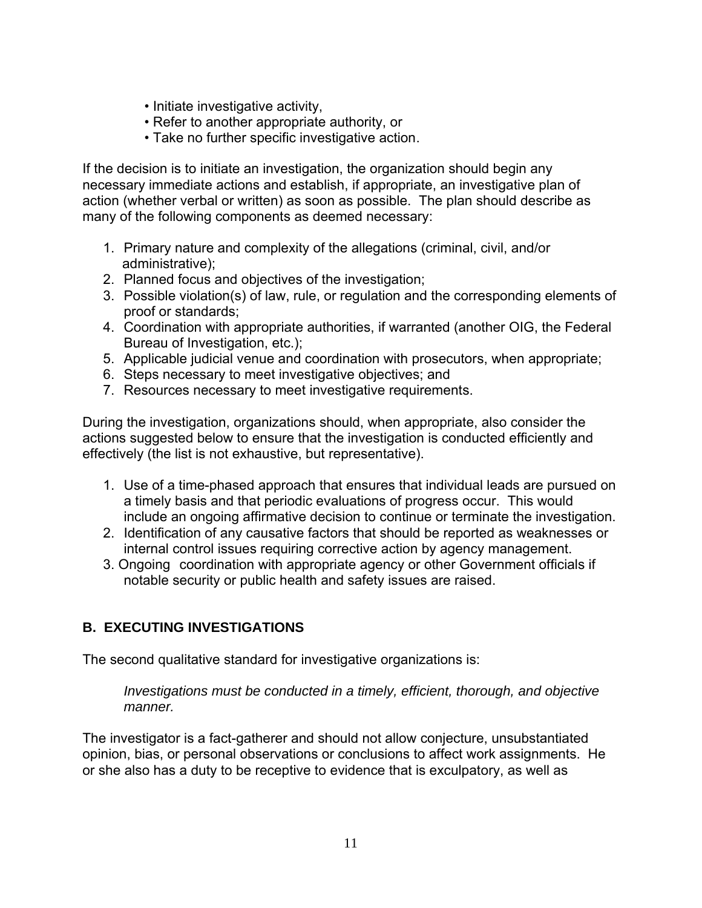- Initiate investigative activity,
- Refer to another appropriate authority, or
- Take no further specific investigative action.

If the decision is to initiate an investigation, the organization should begin any necessary immediate actions and establish, if appropriate, an investigative plan of action (whether verbal or written) as soon as possible. The plan should describe as many of the following components as deemed necessary:

1. Primary nature and complexity of the allegations (criminal, civil, and/or administrative);
2. Planned focus and objectives of the investigation;
3. Possible violation(s) of law, rule, or regulation and the corresponding elements of proof or standards;
4. Coordination with appropriate authorities, if warranted (another OIG, the Federal Bureau of Investigation, etc.);
5. Applicable judicial venue and coordination with prosecutors, when appropriate;
6. Steps necessary to meet investigative objectives; and
7. Resources necessary to meet investigative requirements.

During the investigation, organizations should, when appropriate, also consider the actions suggested below to ensure that the investigation is conducted efficiently and effectively (the list is not exhaustive, but representative).

1. Use of a time-phased approach that ensures that individual leads are pursued on a timely basis and that periodic evaluations of progress occur. This would include an ongoing affirmative decision to continue or terminate the investigation.
2. Identification of any causative factors that should be reported as weaknesses or internal control issues requiring corrective action by agency management.
3. Ongoing coordination with appropriate agency or other Government officials if notable security or public health and safety issues are raised.

## B. EXECUTING INVESTIGATIONS

The second qualitative standard for investigative organizations is:

> *Investigations must be conducted in a timely, efficient, thorough, and objective manner.*

The investigator is a fact-gatherer and should not allow conjecture, unsubstantiated opinion, bias, or personal observations or conclusions to affect work assignments. He or she also has a duty to be receptive to evidence that is exculpatory, as well as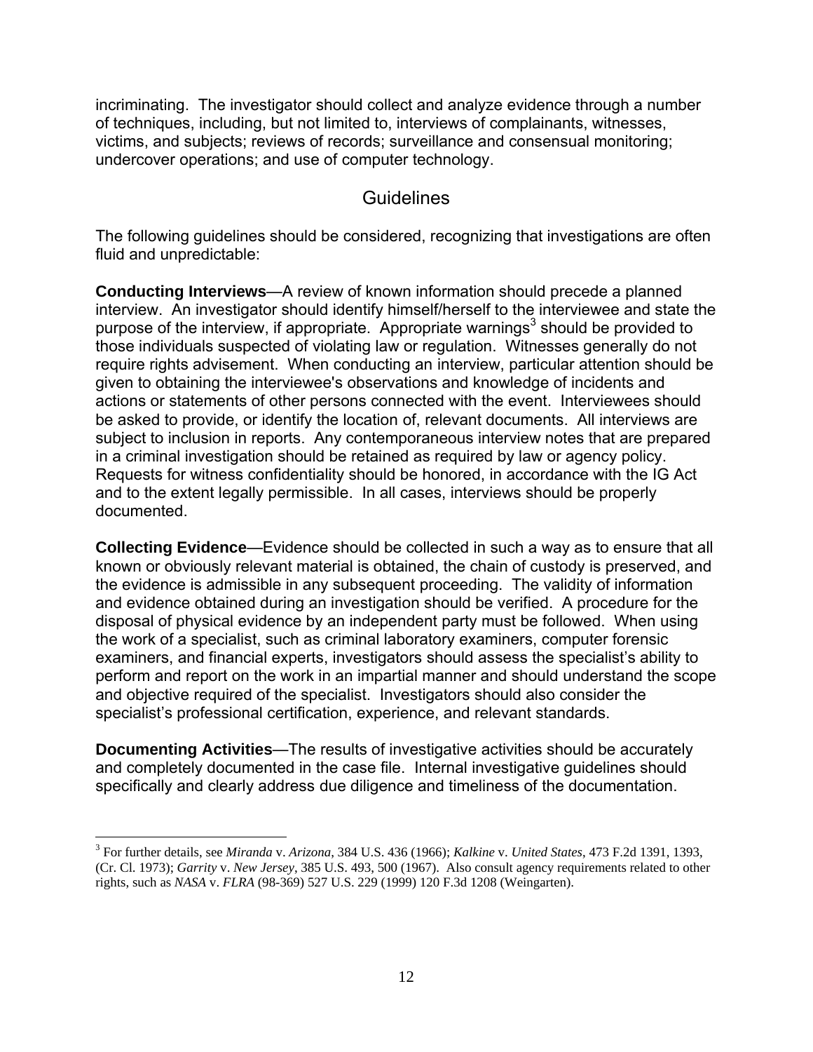incriminating. The investigator should collect and analyze evidence through a number of techniques, including, but not limited to, interviews of complainants, witnesses, victims, and subjects; reviews of records; surveillance and consensual monitoring; undercover operations; and use of computer technology.

## Guidelines

The following guidelines should be considered, recognizing that investigations are often fluid and unpredictable:

**Conducting Interviews**—A review of known information should precede a planned interview. An investigator should identify himself/herself to the interviewee and state the purpose of the interview, if appropriate. Appropriate warnings[3] should be provided to those individuals suspected of violating law or regulation. Witnesses generally do not require rights advisement. When conducting an interview, particular attention should be given to obtaining the interviewee's observations and knowledge of incidents and actions or statements of other persons connected with the event. Interviewees should be asked to provide, or identify the location of, relevant documents. All interviews are subject to inclusion in reports. Any contemporaneous interview notes that are prepared in a criminal investigation should be retained as required by law or agency policy. Requests for witness confidentiality should be honored, in accordance with the IG Act and to the extent legally permissible. In all cases, interviews should be properly documented.

**Collecting Evidence**—Evidence should be collected in such a way as to ensure that all known or obviously relevant material is obtained, the chain of custody is preserved, and the evidence is admissible in any subsequent proceeding. The validity of information and evidence obtained during an investigation should be verified. A procedure for the disposal of physical evidence by an independent party must be followed. When using the work of a specialist, such as criminal laboratory examiners, computer forensic examiners, and financial experts, investigators should assess the specialist's ability to perform and report on the work in an impartial manner and should understand the scope and objective required of the specialist. Investigators should also consider the specialist's professional certification, experience, and relevant standards.

**Documenting Activities**—The results of investigative activities should be accurately and completely documented in the case file. Internal investigative guidelines should specifically and clearly address due diligence and timeliness of the documentation.

---

[3] For further details, see *Miranda* v. *Arizona*, 384 U.S. 436 (1966); *Kalkine* v. *United States*, 473 F.2d 1391, 1393, (Cr. Cl. 1973); *Garrity* v. *New Jersey*, 385 U.S. 493, 500 (1967). Also consult agency requirements related to other rights, such as *NASA* v. *FLRA* (98-369) 527 U.S. 229 (1999) 120 F.3d 1208 (Weingarten).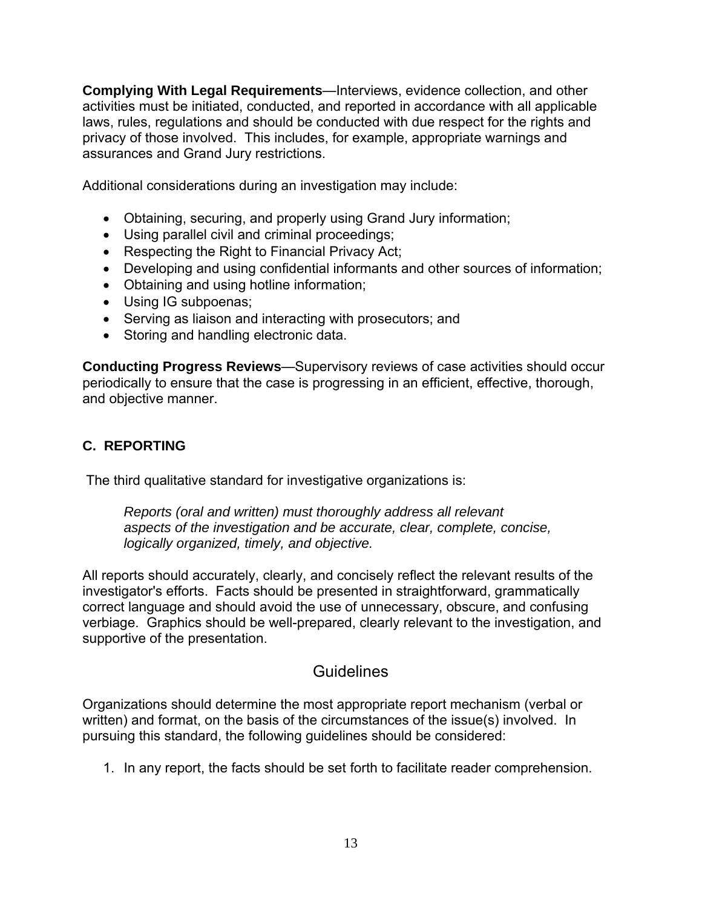**Complying With Legal Requirements**—Interviews, evidence collection, and other activities must be initiated, conducted, and reported in accordance with all applicable laws, rules, regulations and should be conducted with due respect for the rights and privacy of those involved. This includes, for example, appropriate warnings and assurances and Grand Jury restrictions.

Additional considerations during an investigation may include:

- Obtaining, securing, and properly using Grand Jury information;
- Using parallel civil and criminal proceedings;
- Respecting the Right to Financial Privacy Act;
- Developing and using confidential informants and other sources of information;
- Obtaining and using hotline information;
- Using IG subpoenas;
- Serving as liaison and interacting with prosecutors; and
- Storing and handling electronic data.

**Conducting Progress Reviews**—Supervisory reviews of case activities should occur periodically to ensure that the case is progressing in an efficient, effective, thorough, and objective manner.

### C. REPORTING

The third qualitative standard for investigative organizations is:

> *Reports (oral and written) must thoroughly address all relevant aspects of the investigation and be accurate, clear, complete, concise, logically organized, timely, and objective.*

All reports should accurately, clearly, and concisely reflect the relevant results of the investigator's efforts. Facts should be presented in straightforward, grammatically correct language and should avoid the use of unnecessary, obscure, and confusing verbiage. Graphics should be well-prepared, clearly relevant to the investigation, and supportive of the presentation.

## Guidelines

Organizations should determine the most appropriate report mechanism (verbal or written) and format, on the basis of the circumstances of the issue(s) involved. In pursuing this standard, the following guidelines should be considered:

1. In any report, the facts should be set forth to facilitate reader comprehension.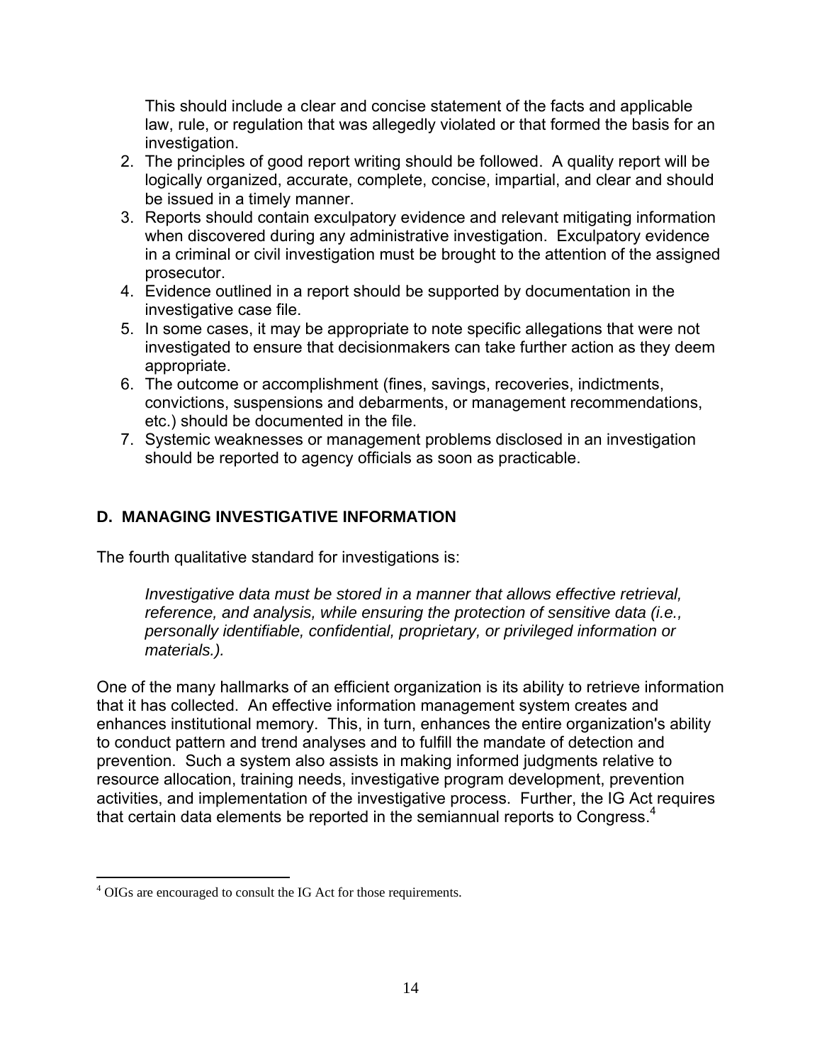This should include a clear and concise statement of the facts and applicable law, rule, or regulation that was allegedly violated or that formed the basis for an investigation.

2. The principles of good report writing should be followed. A quality report will be logically organized, accurate, complete, concise, impartial, and clear and should be issued in a timely manner.
3. Reports should contain exculpatory evidence and relevant mitigating information when discovered during any administrative investigation. Exculpatory evidence in a criminal or civil investigation must be brought to the attention of the assigned prosecutor.
4. Evidence outlined in a report should be supported by documentation in the investigative case file.
5. In some cases, it may be appropriate to note specific allegations that were not investigated to ensure that decisionmakers can take further action as they deem appropriate.
6. The outcome or accomplishment (fines, savings, recoveries, indictments, convictions, suspensions and debarments, or management recommendations, etc.) should be documented in the file.
7. Systemic weaknesses or management problems disclosed in an investigation should be reported to agency officials as soon as practicable.

## D. MANAGING INVESTIGATIVE INFORMATION

The fourth qualitative standard for investigations is:

> *Investigative data must be stored in a manner that allows effective retrieval, reference, and analysis, while ensuring the protection of sensitive data (i.e., personally identifiable, confidential, proprietary, or privileged information or materials.).*

One of the many hallmarks of an efficient organization is its ability to retrieve information that it has collected. An effective information management system creates and enhances institutional memory. This, in turn, enhances the entire organization's ability to conduct pattern and trend analyses and to fulfill the mandate of detection and prevention. Such a system also assists in making informed judgments relative to resource allocation, training needs, investigative program development, prevention activities, and implementation of the investigative process. Further, the IG Act requires that certain data elements be reported in the semiannual reports to Congress.[4]

[4] OIGs are encouraged to consult the IG Act for those requirements.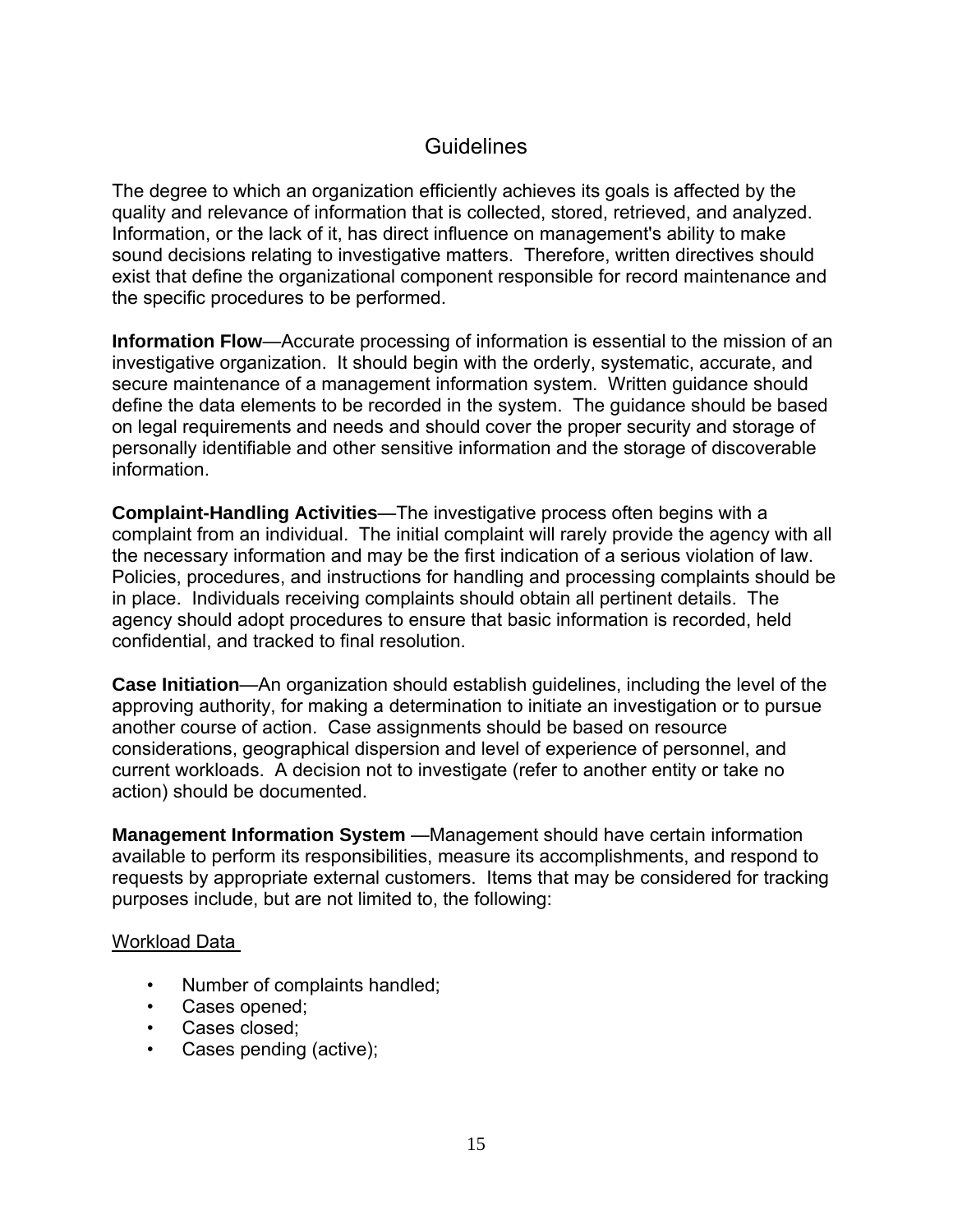## Guidelines

The degree to which an organization efficiently achieves its goals is affected by the quality and relevance of information that is collected, stored, retrieved, and analyzed. Information, or the lack of it, has direct influence on management's ability to make sound decisions relating to investigative matters. Therefore, written directives should exist that define the organizational component responsible for record maintenance and the specific procedures to be performed.

**Information Flow**—Accurate processing of information is essential to the mission of an investigative organization. It should begin with the orderly, systematic, accurate, and secure maintenance of a management information system. Written guidance should define the data elements to be recorded in the system. The guidance should be based on legal requirements and needs and should cover the proper security and storage of personally identifiable and other sensitive information and the storage of discoverable information.

**Complaint-Handling Activities**—The investigative process often begins with a complaint from an individual. The initial complaint will rarely provide the agency with all the necessary information and may be the first indication of a serious violation of law. Policies, procedures, and instructions for handling and processing complaints should be in place. Individuals receiving complaints should obtain all pertinent details. The agency should adopt procedures to ensure that basic information is recorded, held confidential, and tracked to final resolution.

**Case Initiation**—An organization should establish guidelines, including the level of the approving authority, for making a determination to initiate an investigation or to pursue another course of action. Case assignments should be based on resource considerations, geographical dispersion and level of experience of personnel, and current workloads. A decision not to investigate (refer to another entity or take no action) should be documented.

**Management Information System** —Management should have certain information available to perform its responsibilities, measure its accomplishments, and respond to requests by appropriate external customers. Items that may be considered for tracking purposes include, but are not limited to, the following:

<u>Workload Data</u>

- Number of complaints handled;
- Cases opened;
- Cases closed;
- Cases pending (active);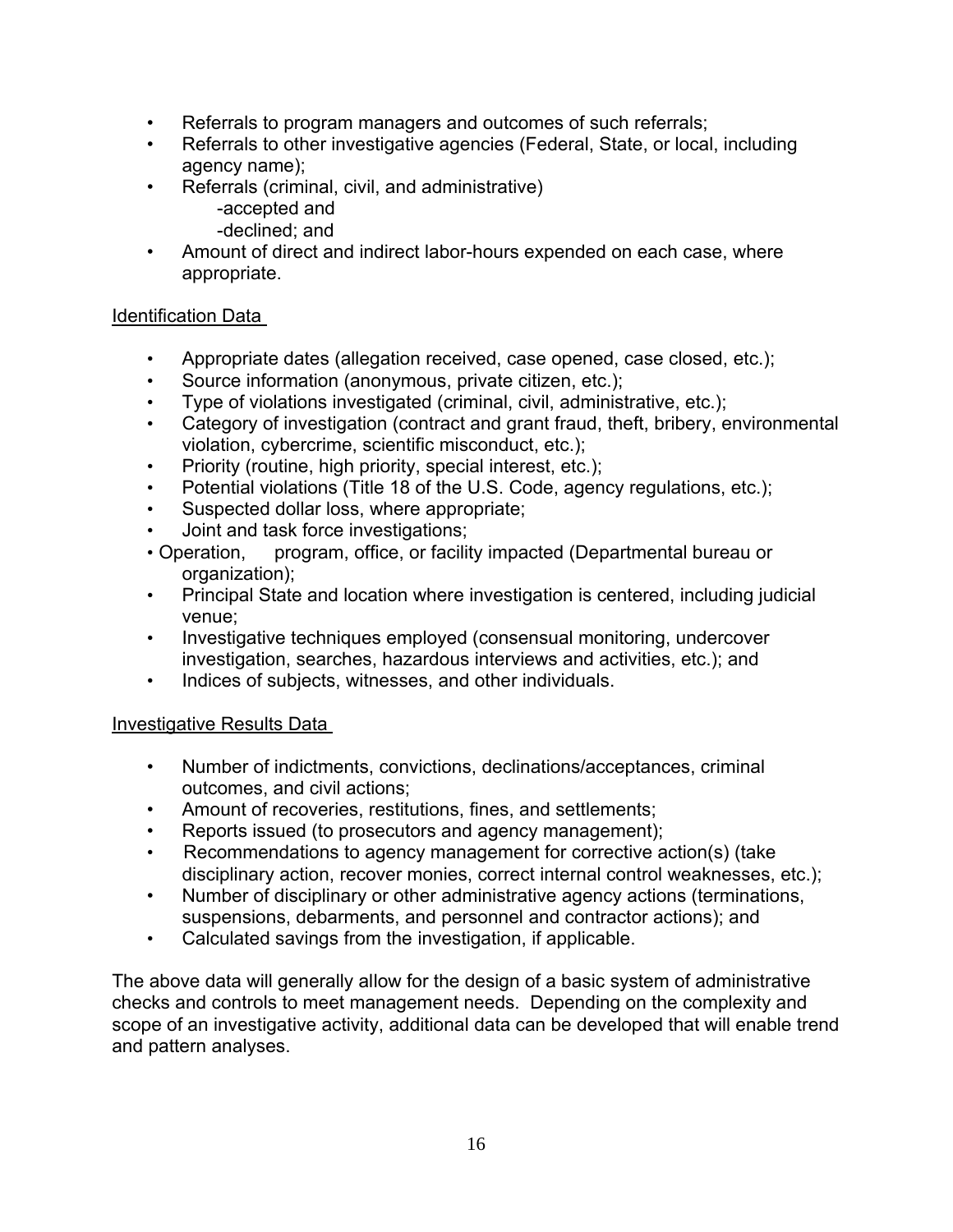- Referrals to program managers and outcomes of such referrals;
- Referrals to other investigative agencies (Federal, State, or local, including agency name);
- Referrals (criminal, civil, and administrative)
  - -accepted and
  - -declined; and
- Amount of direct and indirect labor-hours expended on each case, where appropriate.

Identification Data

- Appropriate dates (allegation received, case opened, case closed, etc.);
- Source information (anonymous, private citizen, etc.);
- Type of violations investigated (criminal, civil, administrative, etc.);
- Category of investigation (contract and grant fraud, theft, bribery, environmental violation, cybercrime, scientific misconduct, etc.);
- Priority (routine, high priority, special interest, etc.);
- Potential violations (Title 18 of the U.S. Code, agency regulations, etc.);
- Suspected dollar loss, where appropriate;
- Joint and task force investigations;
- Operation, program, office, or facility impacted (Departmental bureau or organization);
- Principal State and location where investigation is centered, including judicial venue;
- Investigative techniques employed (consensual monitoring, undercover investigation, searches, hazardous interviews and activities, etc.); and
- Indices of subjects, witnesses, and other individuals.

Investigative Results Data

- Number of indictments, convictions, declinations/acceptances, criminal outcomes, and civil actions;
- Amount of recoveries, restitutions, fines, and settlements;
- Reports issued (to prosecutors and agency management);
- Recommendations to agency management for corrective action(s) (take disciplinary action, recover monies, correct internal control weaknesses, etc.);
- Number of disciplinary or other administrative agency actions (terminations, suspensions, debarments, and personnel and contractor actions); and
- Calculated savings from the investigation, if applicable.

The above data will generally allow for the design of a basic system of administrative checks and controls to meet management needs. Depending on the complexity and scope of an investigative activity, additional data can be developed that will enable trend and pattern analyses.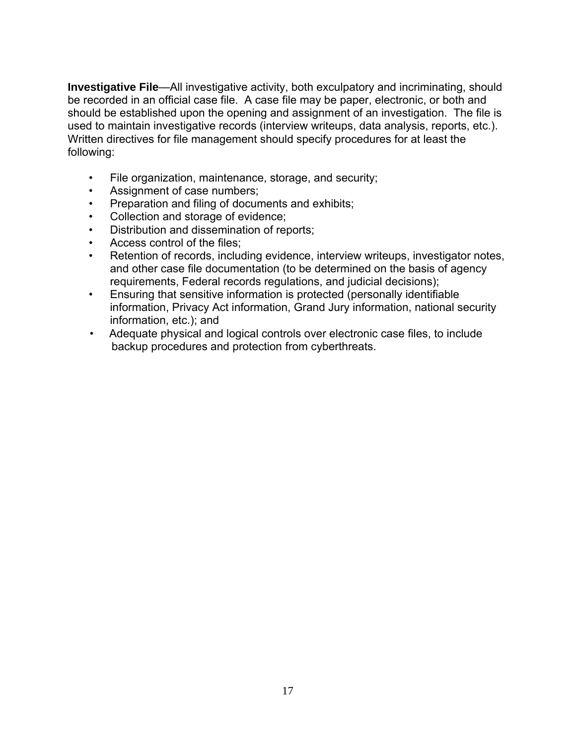**Investigative File**—All investigative activity, both exculpatory and incriminating, should be recorded in an official case file. A case file may be paper, electronic, or both and should be established upon the opening and assignment of an investigation. The file is used to maintain investigative records (interview writeups, data analysis, reports, etc.). Written directives for file management should specify procedures for at least the following:

- File organization, maintenance, storage, and security;
- Assignment of case numbers;
- Preparation and filing of documents and exhibits;
- Collection and storage of evidence;
- Distribution and dissemination of reports;
- Access control of the files;
- Retention of records, including evidence, interview writeups, investigator notes, and other case file documentation (to be determined on the basis of agency requirements, Federal records regulations, and judicial decisions);
- Ensuring that sensitive information is protected (personally identifiable information, Privacy Act information, Grand Jury information, national security information, etc.); and
- Adequate physical and logical controls over electronic case files, to include backup procedures and protection from cyberthreats.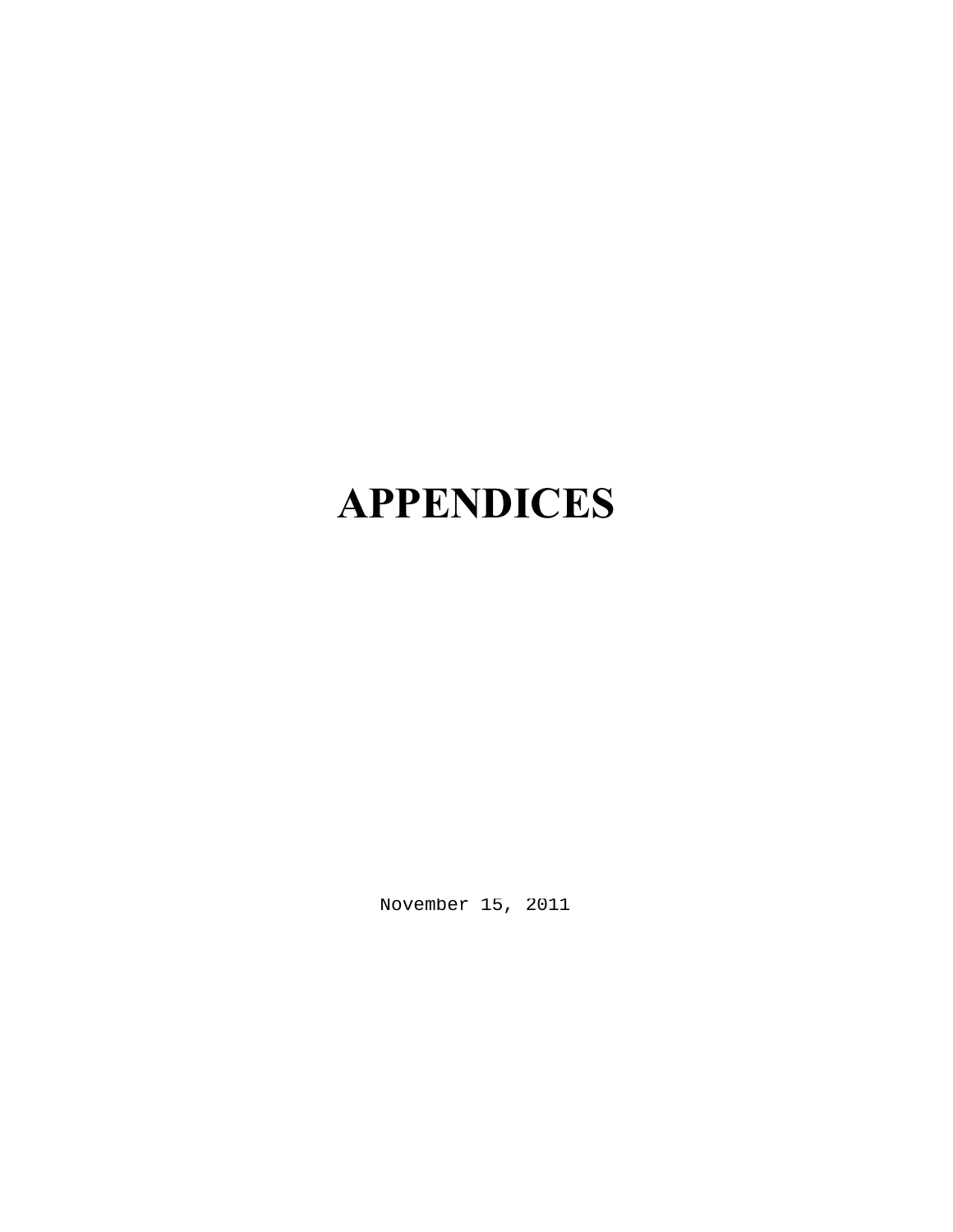# APPENDICES

November 15, 2011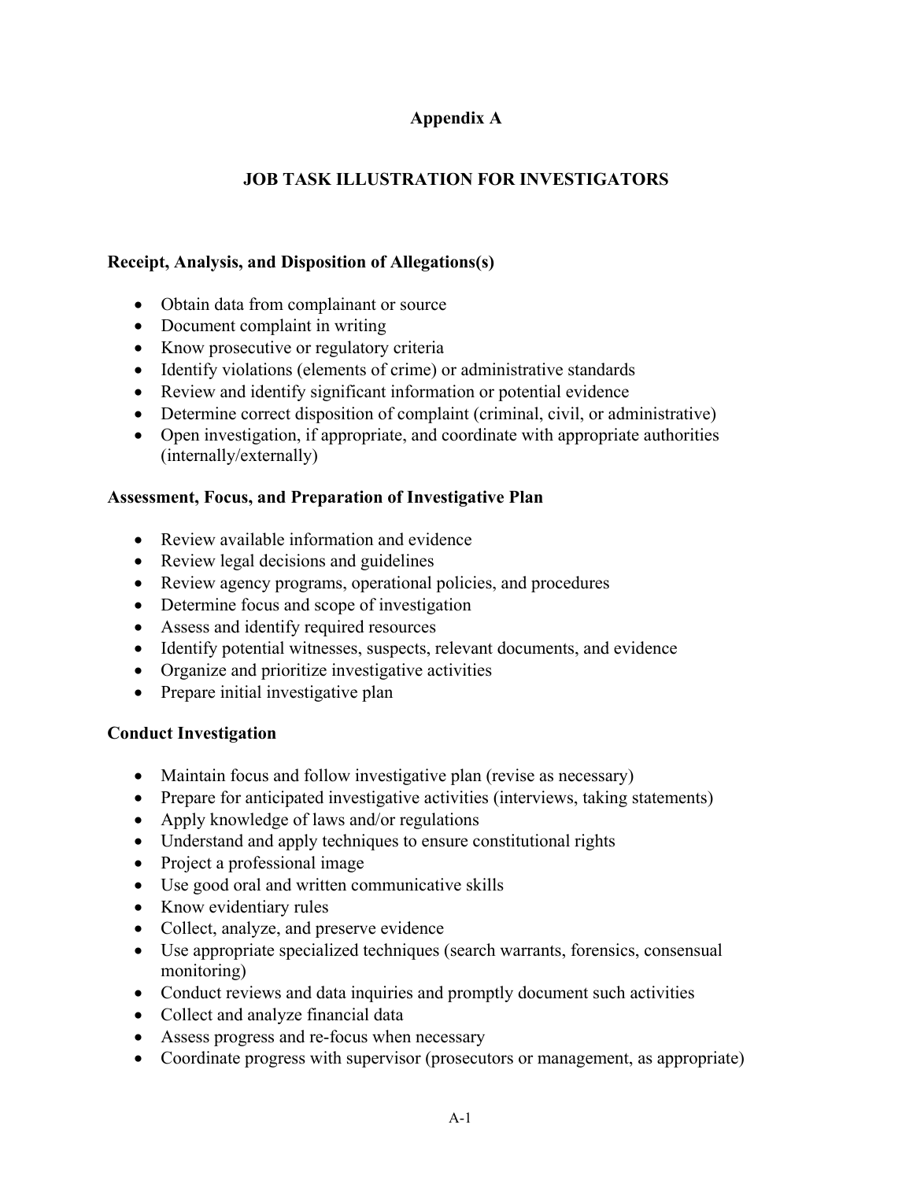# Appendix A

## JOB TASK ILLUSTRATION FOR INVESTIGATORS

### Receipt, Analysis, and Disposition of Allegations(s)

- Obtain data from complainant or source
- Document complaint in writing
- Know prosecutive or regulatory criteria
- Identify violations (elements of crime) or administrative standards
- Review and identify significant information or potential evidence
- Determine correct disposition of complaint (criminal, civil, or administrative)
- Open investigation, if appropriate, and coordinate with appropriate authorities (internally/externally)

### Assessment, Focus, and Preparation of Investigative Plan

- Review available information and evidence
- Review legal decisions and guidelines
- Review agency programs, operational policies, and procedures
- Determine focus and scope of investigation
- Assess and identify required resources
- Identify potential witnesses, suspects, relevant documents, and evidence
- Organize and prioritize investigative activities
- Prepare initial investigative plan

### Conduct Investigation

- Maintain focus and follow investigative plan (revise as necessary)
- Prepare for anticipated investigative activities (interviews, taking statements)
- Apply knowledge of laws and/or regulations
- Understand and apply techniques to ensure constitutional rights
- Project a professional image
- Use good oral and written communicative skills
- Know evidentiary rules
- Collect, analyze, and preserve evidence
- Use appropriate specialized techniques (search warrants, forensics, consensual monitoring)
- Conduct reviews and data inquiries and promptly document such activities
- Collect and analyze financial data
- Assess progress and re-focus when necessary
- Coordinate progress with supervisor (prosecutors or management, as appropriate)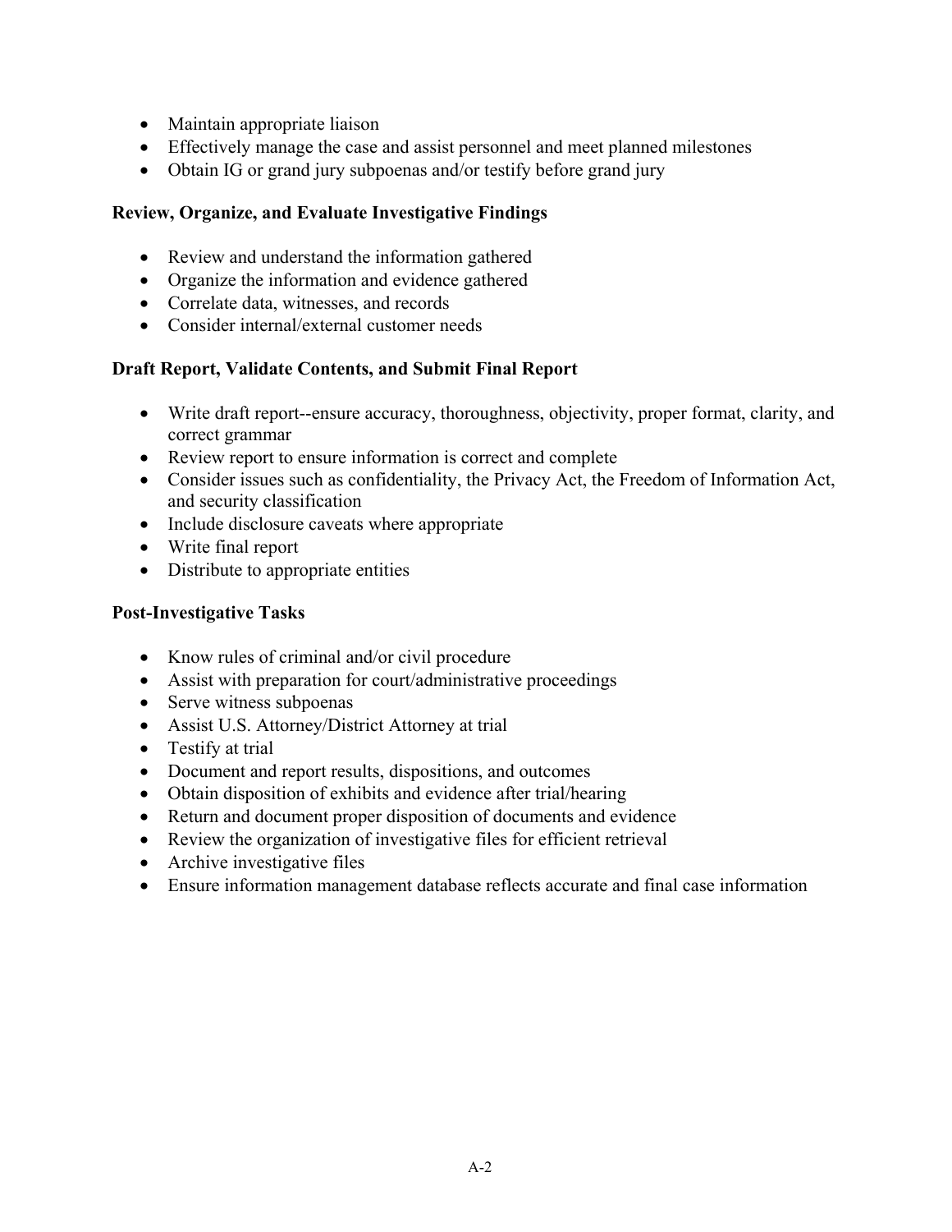- Maintain appropriate liaison
- Effectively manage the case and assist personnel and meet planned milestones
- Obtain IG or grand jury subpoenas and/or testify before grand jury

**Review, Organize, and Evaluate Investigative Findings**

- Review and understand the information gathered
- Organize the information and evidence gathered
- Correlate data, witnesses, and records
- Consider internal/external customer needs

**Draft Report, Validate Contents, and Submit Final Report**

- Write draft report--ensure accuracy, thoroughness, objectivity, proper format, clarity, and correct grammar
- Review report to ensure information is correct and complete
- Consider issues such as confidentiality, the Privacy Act, the Freedom of Information Act, and security classification
- Include disclosure caveats where appropriate
- Write final report
- Distribute to appropriate entities

**Post-Investigative Tasks**

- Know rules of criminal and/or civil procedure
- Assist with preparation for court/administrative proceedings
- Serve witness subpoenas
- Assist U.S. Attorney/District Attorney at trial
- Testify at trial
- Document and report results, dispositions, and outcomes
- Obtain disposition of exhibits and evidence after trial/hearing
- Return and document proper disposition of documents and evidence
- Review the organization of investigative files for efficient retrieval
- Archive investigative files
- Ensure information management database reflects accurate and final case information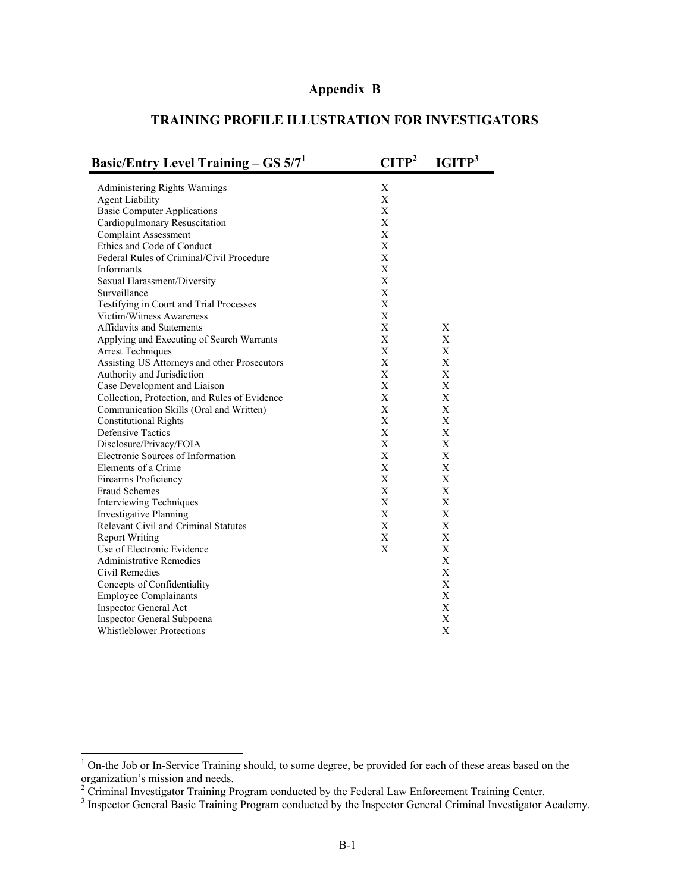# Appendix B

## TRAINING PROFILE ILLUSTRATION FOR INVESTIGATORS

| Basic/Entry Level Training – GS 5/7[1] | CITP[2] | IGITP[3] |
|---|---|---|
| Administering Rights Warnings | X | |
| Agent Liability | X | |
| Basic Computer Applications | X | |
| Cardiopulmonary Resuscitation | X | |
| Complaint Assessment | X | |
| Ethics and Code of Conduct | X | |
| Federal Rules of Criminal/Civil Procedure | X | |
| Informants | X | |
| Sexual Harassment/Diversity | X | |
| Surveillance | X | |
| Testifying in Court and Trial Processes | X | |
| Victim/Witness Awareness | X | |
| Affidavits and Statements | X | X |
| Applying and Executing of Search Warrants | X | X |
| Arrest Techniques | X | X |
| Assisting US Attorneys and other Prosecutors | X | X |
| Authority and Jurisdiction | X | X |
| Case Development and Liaison | X | X |
| Collection, Protection, and Rules of Evidence | X | X |
| Communication Skills (Oral and Written) | X | X |
| Constitutional Rights | X | X |
| Defensive Tactics | X | X |
| Disclosure/Privacy/FOIA | X | X |
| Electronic Sources of Information | X | X |
| Elements of a Crime | X | X |
| Firearms Proficiency | X | X |
| Fraud Schemes | X | X |
| Interviewing Techniques | X | X |
| Investigative Planning | X | X |
| Relevant Civil and Criminal Statutes | X | X |
| Report Writing | X | X |
| Use of Electronic Evidence | X | X |
| Administrative Remedies | | X |
| Civil Remedies | | X |
| Concepts of Confidentiality | | X |
| Employee Complainants | | X |
| Inspector General Act | | X |
| Inspector General Subpoena | | X |
| Whistleblower Protections | | X |

[1] On-the Job or In-Service Training should, to some degree, be provided for each of these areas based on the organization's mission and needs.

[2] Criminal Investigator Training Program conducted by the Federal Law Enforcement Training Center.

[3] Inspector General Basic Training Program conducted by the Inspector General Criminal Investigator Academy.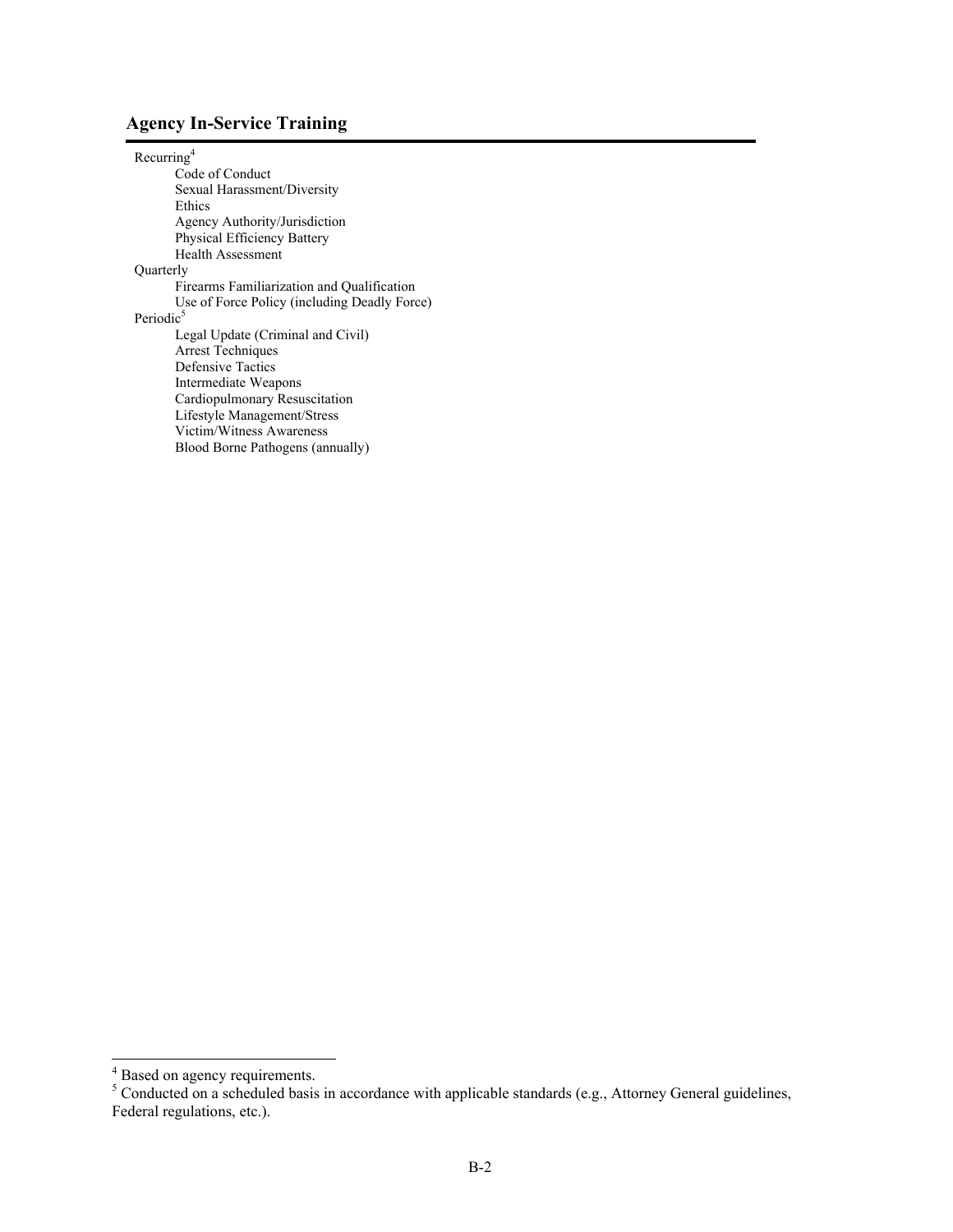## Agency In-Service Training

Recurring[4]

- Code of Conduct
- Sexual Harassment/Diversity
- Ethics
- Agency Authority/Jurisdiction
- Physical Efficiency Battery
- Health Assessment

Quarterly

- Firearms Familiarization and Qualification
- Use of Force Policy (including Deadly Force)

Periodic[5]

- Legal Update (Criminal and Civil)
- Arrest Techniques
- Defensive Tactics
- Intermediate Weapons
- Cardiopulmonary Resuscitation
- Lifestyle Management/Stress
- Victim/Witness Awareness
- Blood Borne Pathogens (annually)

---

[4] Based on agency requirements.

[5] Conducted on a scheduled basis in accordance with applicable standards (e.g., Attorney General guidelines, Federal regulations, etc.).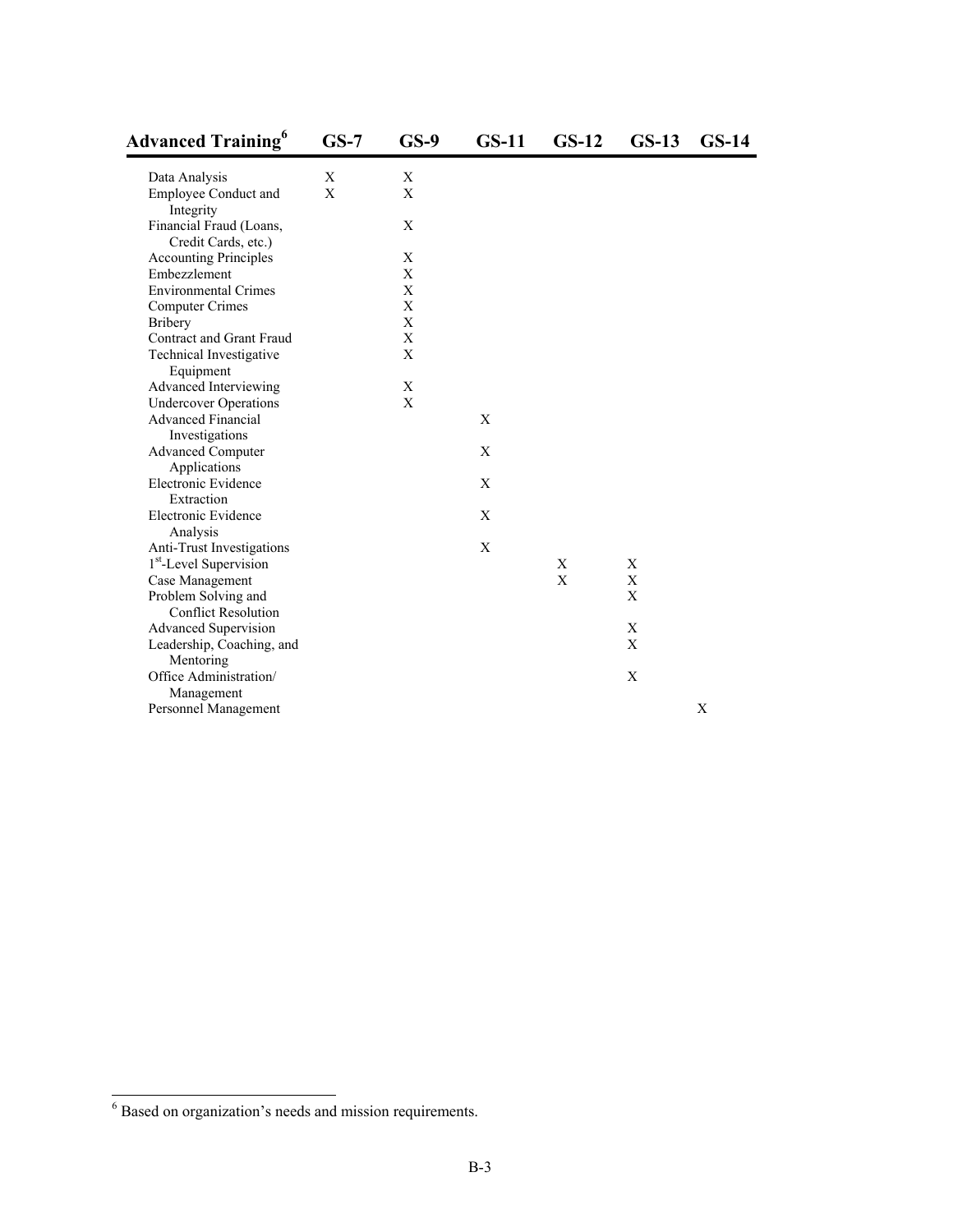| Advanced Training[6] | GS-7 | GS-9 | GS-11 | GS-12 | GS-13 | GS-14 |
|---|---|---|---|---|---|---|
| Data Analysis | X | X | | | | |
| Employee Conduct and Integrity | X | X | | | | |
| Financial Fraud (Loans, Credit Cards, etc.) | | X | | | | |
| Accounting Principles | | X | | | | |
| Embezzlement | | X | | | | |
| Environmental Crimes | | X | | | | |
| Computer Crimes | | X | | | | |
| Bribery | | X | | | | |
| Contract and Grant Fraud | | X | | | | |
| Technical Investigative Equipment | | X | | | | |
| Advanced Interviewing | | X | | | | |
| Undercover Operations | | X | | | | |
| Advanced Financial Investigations | | | X | | | |
| Advanced Computer Applications | | | X | | | |
| Electronic Evidence Extraction | | | X | | | |
| Electronic Evidence Analysis | | | X | | | |
| Anti-Trust Investigations | | | X | | | |
| 1st-Level Supervision | | | | X | X | |
| Case Management | | | | X | X | |
| Problem Solving and Conflict Resolution | | | | | X | |
| Advanced Supervision | | | | | X | |
| Leadership, Coaching, and Mentoring | | | | | X | |
| Office Administration/ Management | | | | | X | |
| Personnel Management | | | | | | X |

[6] Based on organization's needs and mission requirements.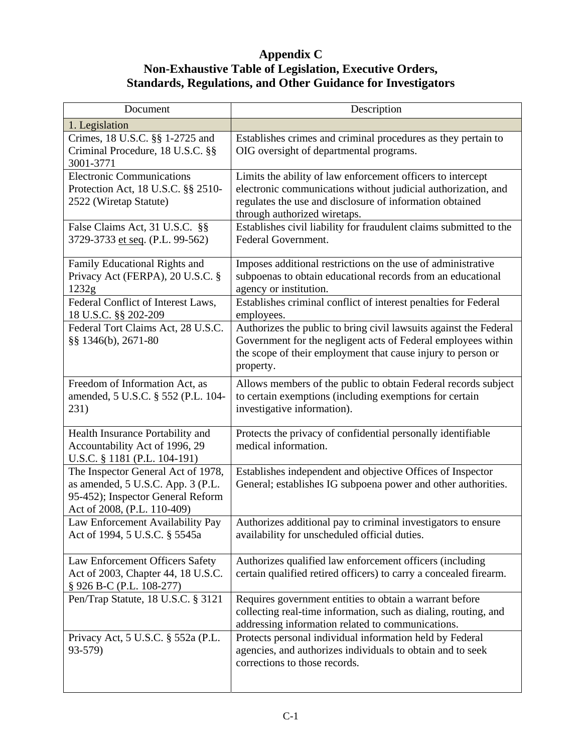# Appendix C
## Non-Exhaustive Table of Legislation, Executive Orders, Standards, Regulations, and Other Guidance for Investigators

| Document | Description |
|---|---|
| 1. Legislation | |
| Crimes, 18 U.S.C. §§ 1-2725 and Criminal Procedure, 18 U.S.C. §§ 3001-3771 | Establishes crimes and criminal procedures as they pertain to OIG oversight of departmental programs. |
| Electronic Communications Protection Act, 18 U.S.C. §§ 2510-2522 (Wiretap Statute) | Limits the ability of law enforcement officers to intercept electronic communications without judicial authorization, and regulates the use and disclosure of information obtained through authorized wiretaps. |
| False Claims Act, 31 U.S.C. §§ 3729-3733 et seq. (P.L. 99-562) | Establishes civil liability for fraudulent claims submitted to the Federal Government. |
| Family Educational Rights and Privacy Act (FERPA), 20 U.S.C. § 1232g | Imposes additional restrictions on the use of administrative subpoenas to obtain educational records from an educational agency or institution. |
| Federal Conflict of Interest Laws, 18 U.S.C. §§ 202-209 | Establishes criminal conflict of interest penalties for Federal employees. |
| Federal Tort Claims Act, 28 U.S.C. §§ 1346(b), 2671-80 | Authorizes the public to bring civil lawsuits against the Federal Government for the negligent acts of Federal employees within the scope of their employment that cause injury to person or property. |
| Freedom of Information Act, as amended, 5 U.S.C. § 552 (P.L. 104-231) | Allows members of the public to obtain Federal records subject to certain exemptions (including exemptions for certain investigative information). |
| Health Insurance Portability and Accountability Act of 1996, 29 U.S.C. § 1181 (P.L. 104-191) | Protects the privacy of confidential personally identifiable medical information. |
| The Inspector General Act of 1978, as amended, 5 U.S.C. App. 3 (P.L. 95-452); Inspector General Reform Act of 2008, (P.L. 110-409) | Establishes independent and objective Offices of Inspector General; establishes IG subpoena power and other authorities. |
| Law Enforcement Availability Pay Act of 1994, 5 U.S.C. § 5545a | Authorizes additional pay to criminal investigators to ensure availability for unscheduled official duties. |
| Law Enforcement Officers Safety Act of 2003, Chapter 44, 18 U.S.C. § 926 B-C (P.L. 108-277) | Authorizes qualified law enforcement officers (including certain qualified retired officers) to carry a concealed firearm. |
| Pen/Trap Statute, 18 U.S.C. § 3121 | Requires government entities to obtain a warrant before collecting real-time information, such as dialing, routing, and addressing information related to communications. |
| Privacy Act, 5 U.S.C. § 552a (P.L. 93-579) | Protects personal individual information held by Federal agencies, and authorizes individuals to obtain and to seek corrections to those records. |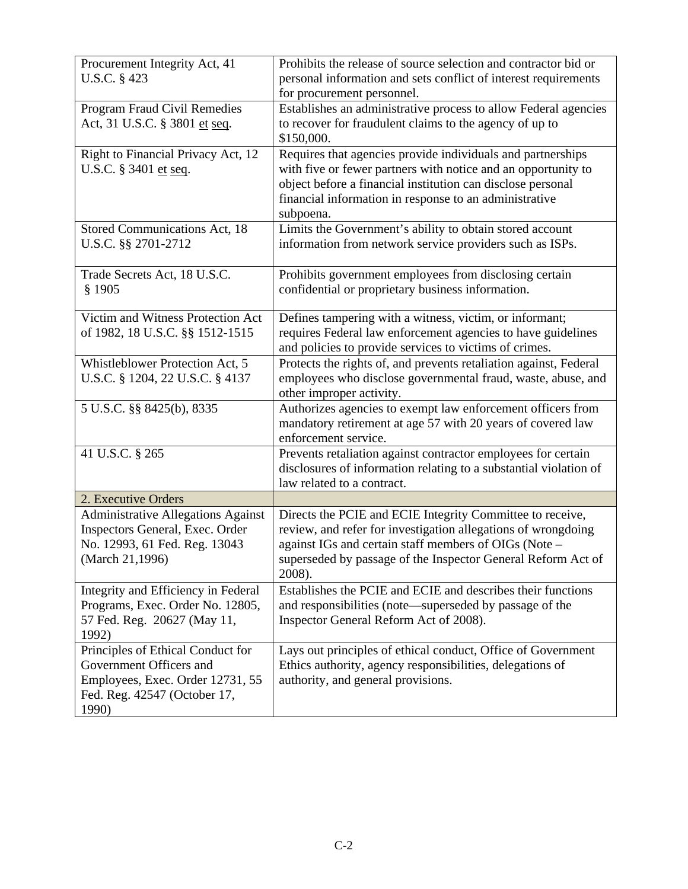| | |
|---|---|
| Procurement Integrity Act, 41 U.S.C. § 423 | Prohibits the release of source selection and contractor bid or personal information and sets conflict of interest requirements for procurement personnel. |
| Program Fraud Civil Remedies Act, 31 U.S.C. § 3801 et seq. | Establishes an administrative process to allow Federal agencies to recover for fraudulent claims to the agency of up to $150,000. |
| Right to Financial Privacy Act, 12 U.S.C. § 3401 et seq. | Requires that agencies provide individuals and partnerships with five or fewer partners with notice and an opportunity to object before a financial institution can disclose personal financial information in response to an administrative subpoena. |
| Stored Communications Act, 18 U.S.C. §§ 2701-2712 | Limits the Government's ability to obtain stored account information from network service providers such as ISPs. |
| Trade Secrets Act, 18 U.S.C. § 1905 | Prohibits government employees from disclosing certain confidential or proprietary business information. |
| Victim and Witness Protection Act of 1982, 18 U.S.C. §§ 1512-1515 | Defines tampering with a witness, victim, or informant; requires Federal law enforcement agencies to have guidelines and policies to provide services to victims of crimes. |
| Whistleblower Protection Act, 5 U.S.C. § 1204, 22 U.S.C. § 4137 | Protects the rights of, and prevents retaliation against, Federal employees who disclose governmental fraud, waste, abuse, and other improper activity. |
| 5 U.S.C. §§ 8425(b), 8335 | Authorizes agencies to exempt law enforcement officers from mandatory retirement at age 57 with 20 years of covered law enforcement service. |
| 41 U.S.C. § 265 | Prevents retaliation against contractor employees for certain disclosures of information relating to a substantial violation of law related to a contract. |
| 2. Executive Orders | |
| Administrative Allegations Against Inspectors General, Exec. Order No. 12993, 61 Fed. Reg. 13043 (March 21,1996) | Directs the PCIE and ECIE Integrity Committee to receive, review, and refer for investigation allegations of wrongdoing against IGs and certain staff members of OIGs (Note – superseded by passage of the Inspector General Reform Act of 2008). |
| Integrity and Efficiency in Federal Programs, Exec. Order No. 12805, 57 Fed. Reg. 20627 (May 11, 1992) | Establishes the PCIE and ECIE and describes their functions and responsibilities (note—superseded by passage of the Inspector General Reform Act of 2008). |
| Principles of Ethical Conduct for Government Officers and Employees, Exec. Order 12731, 55 Fed. Reg. 42547 (October 17, 1990) | Lays out principles of ethical conduct, Office of Government Ethics authority, agency responsibilities, delegations of authority, and general provisions. |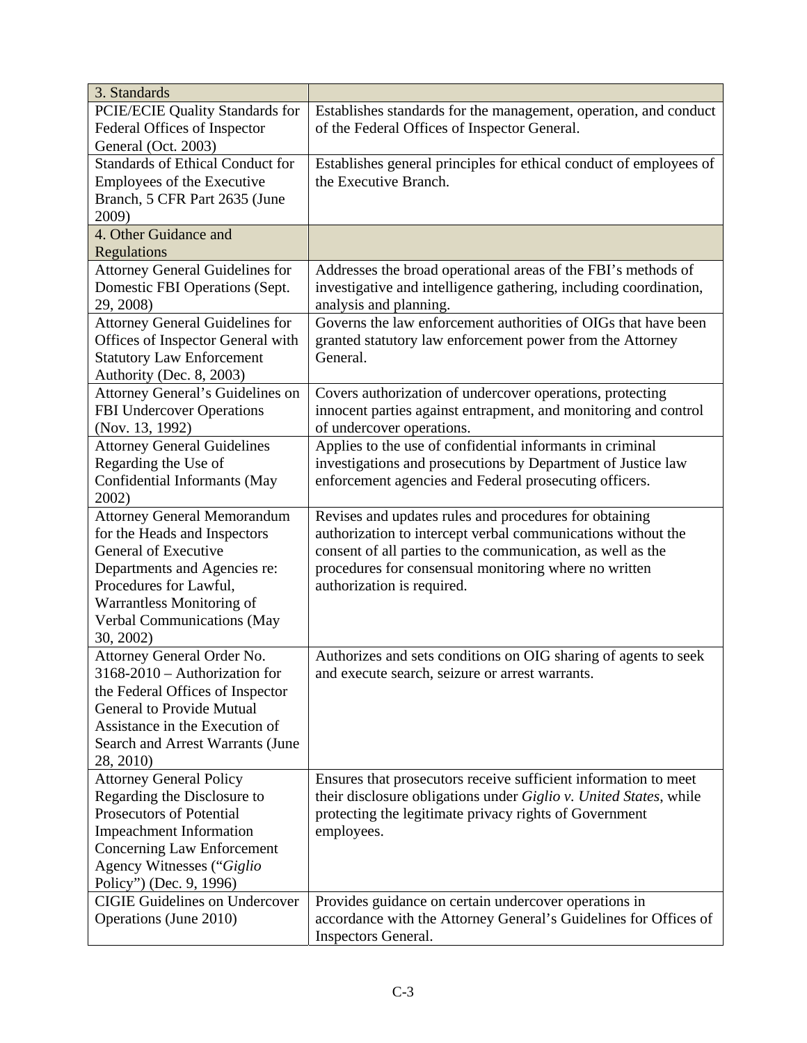| 3. Standards | |
|---|---|
| PCIE/ECIE Quality Standards for Federal Offices of Inspector General (Oct. 2003) | Establishes standards for the management, operation, and conduct of the Federal Offices of Inspector General. |
| Standards of Ethical Conduct for Employees of the Executive Branch, 5 CFR Part 2635 (June 2009) | Establishes general principles for ethical conduct of employees of the Executive Branch. |
| 4. Other Guidance and Regulations | |
| Attorney General Guidelines for Domestic FBI Operations (Sept. 29, 2008) | Addresses the broad operational areas of the FBI's methods of investigative and intelligence gathering, including coordination, analysis and planning. |
| Attorney General Guidelines for Offices of Inspector General with Statutory Law Enforcement Authority (Dec. 8, 2003) | Governs the law enforcement authorities of OIGs that have been granted statutory law enforcement power from the Attorney General. |
| Attorney General's Guidelines on FBI Undercover Operations (Nov. 13, 1992) | Covers authorization of undercover operations, protecting innocent parties against entrapment, and monitoring and control of undercover operations. |
| Attorney General Guidelines Regarding the Use of Confidential Informants (May 2002) | Applies to the use of confidential informants in criminal investigations and prosecutions by Department of Justice law enforcement agencies and Federal prosecuting officers. |
| Attorney General Memorandum for the Heads and Inspectors General of Executive Departments and Agencies re: Procedures for Lawful, Warrantless Monitoring of Verbal Communications (May 30, 2002) | Revises and updates rules and procedures for obtaining authorization to intercept verbal communications without the consent of all parties to the communication, as well as the procedures for consensual monitoring where no written authorization is required. |
| Attorney General Order No. 3168-2010 – Authorization for the Federal Offices of Inspector General to Provide Mutual Assistance in the Execution of Search and Arrest Warrants (June 28, 2010) | Authorizes and sets conditions on OIG sharing of agents to seek and execute search, seizure or arrest warrants. |
| Attorney General Policy Regarding the Disclosure to Prosecutors of Potential Impeachment Information Concerning Law Enforcement Agency Witnesses ("*Giglio* Policy") (Dec. 9, 1996) | Ensures that prosecutors receive sufficient information to meet their disclosure obligations under *Giglio v. United States*, while protecting the legitimate privacy rights of Government employees. |
| CIGIE Guidelines on Undercover Operations (June 2010) | Provides guidance on certain undercover operations in accordance with the Attorney General's Guidelines for Offices of Inspectors General. |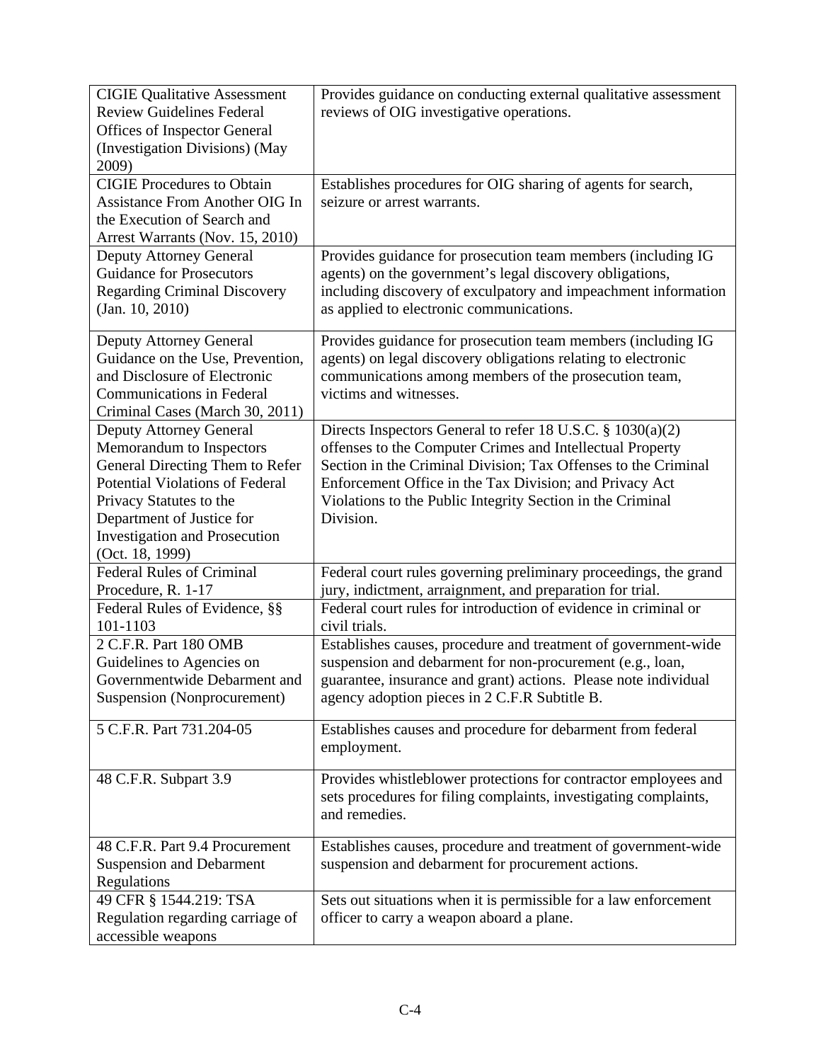| | |
|---|---|
| CIGIE Qualitative Assessment Review Guidelines Federal Offices of Inspector General (Investigation Divisions) (May 2009) | Provides guidance on conducting external qualitative assessment reviews of OIG investigative operations. |
| CIGIE Procedures to Obtain Assistance From Another OIG In the Execution of Search and Arrest Warrants (Nov. 15, 2010) | Establishes procedures for OIG sharing of agents for search, seizure or arrest warrants. |
| Deputy Attorney General Guidance for Prosecutors Regarding Criminal Discovery (Jan. 10, 2010) | Provides guidance for prosecution team members (including IG agents) on the government's legal discovery obligations, including discovery of exculpatory and impeachment information as applied to electronic communications. |
| Deputy Attorney General Guidance on the Use, Prevention, and Disclosure of Electronic Communications in Federal Criminal Cases (March 30, 2011) | Provides guidance for prosecution team members (including IG agents) on legal discovery obligations relating to electronic communications among members of the prosecution team, victims and witnesses. |
| Deputy Attorney General Memorandum to Inspectors General Directing Them to Refer Potential Violations of Federal Privacy Statutes to the Department of Justice for Investigation and Prosecution (Oct. 18, 1999) | Directs Inspectors General to refer 18 U.S.C. § 1030(a)(2) offenses to the Computer Crimes and Intellectual Property Section in the Criminal Division; Tax Offenses to the Criminal Enforcement Office in the Tax Division; and Privacy Act Violations to the Public Integrity Section in the Criminal Division. |
| Federal Rules of Criminal Procedure, R. 1-17 | Federal court rules governing preliminary proceedings, the grand jury, indictment, arraignment, and preparation for trial. |
| Federal Rules of Evidence, §§ 101-1103 | Federal court rules for introduction of evidence in criminal or civil trials. |
| 2 C.F.R. Part 180 OMB Guidelines to Agencies on Governmentwide Debarment and Suspension (Nonprocurement) | Establishes causes, procedure and treatment of government-wide suspension and debarment for non-procurement (e.g., loan, guarantee, insurance and grant) actions. Please note individual agency adoption pieces in 2 C.F.R Subtitle B. |
| 5 C.F.R. Part 731.204-05 | Establishes causes and procedure for debarment from federal employment. |
| 48 C.F.R. Subpart 3.9 | Provides whistleblower protections for contractor employees and sets procedures for filing complaints, investigating complaints, and remedies. |
| 48 C.F.R. Part 9.4 Procurement Suspension and Debarment Regulations | Establishes causes, procedure and treatment of government-wide suspension and debarment for procurement actions. |
| 49 CFR § 1544.219: TSA Regulation regarding carriage of accessible weapons | Sets out situations when it is permissible for a law enforcement officer to carry a weapon aboard a plane. |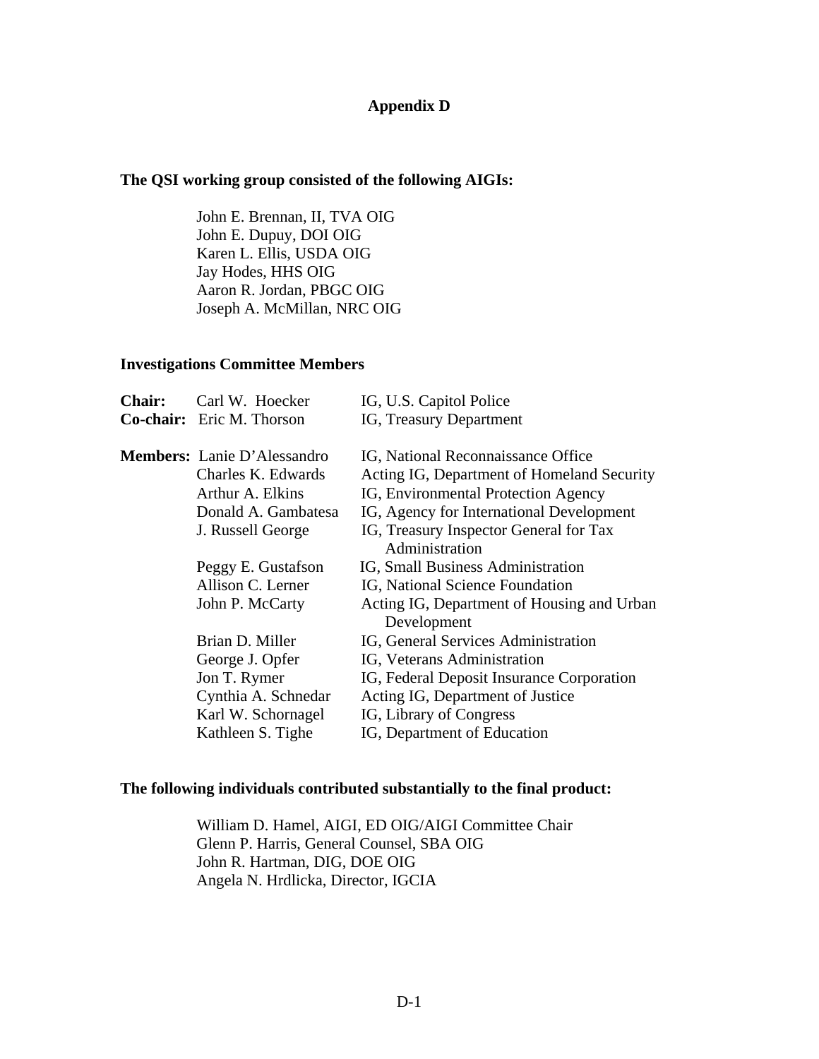# Appendix D

**The QSI working group consisted of the following AIGIs:**

John E. Brennan, II, TVA OIG
John E. Dupuy, DOI OIG
Karen L. Ellis, USDA OIG
Jay Hodes, HHS OIG
Aaron R. Jordan, PBGC OIG
Joseph A. McMillan, NRC OIG

**Investigations Committee Members**

| | | |
|---|---|---|
| **Chair:** | Carl W. Hoecker | IG, U.S. Capitol Police |
| **Co-chair:** | Eric M. Thorson | IG, Treasury Department |
| **Members:** | Lanie D'Alessandro | IG, National Reconnaissance Office |
| | Charles K. Edwards | Acting IG, Department of Homeland Security |
| | Arthur A. Elkins | IG, Environmental Protection Agency |
| | Donald A. Gambatesa | IG, Agency for International Development |
| | J. Russell George | IG, Treasury Inspector General for Tax Administration |
| | Peggy E. Gustafson | IG, Small Business Administration |
| | Allison C. Lerner | IG, National Science Foundation |
| | John P. McCarty | Acting IG, Department of Housing and Urban Development |
| | Brian D. Miller | IG, General Services Administration |
| | George J. Opfer | IG, Veterans Administration |
| | Jon T. Rymer | IG, Federal Deposit Insurance Corporation |
| | Cynthia A. Schnedar | Acting IG, Department of Justice |
| | Karl W. Schornagel | IG, Library of Congress |
| | Kathleen S. Tighe | IG, Department of Education |

**The following individuals contributed substantially to the final product:**

William D. Hamel, AIGI, ED OIG/AIGI Committee Chair
Glenn P. Harris, General Counsel, SBA OIG
John R. Hartman, DIG, DOE OIG
Angela N. Hrdlicka, Director, IGCIA